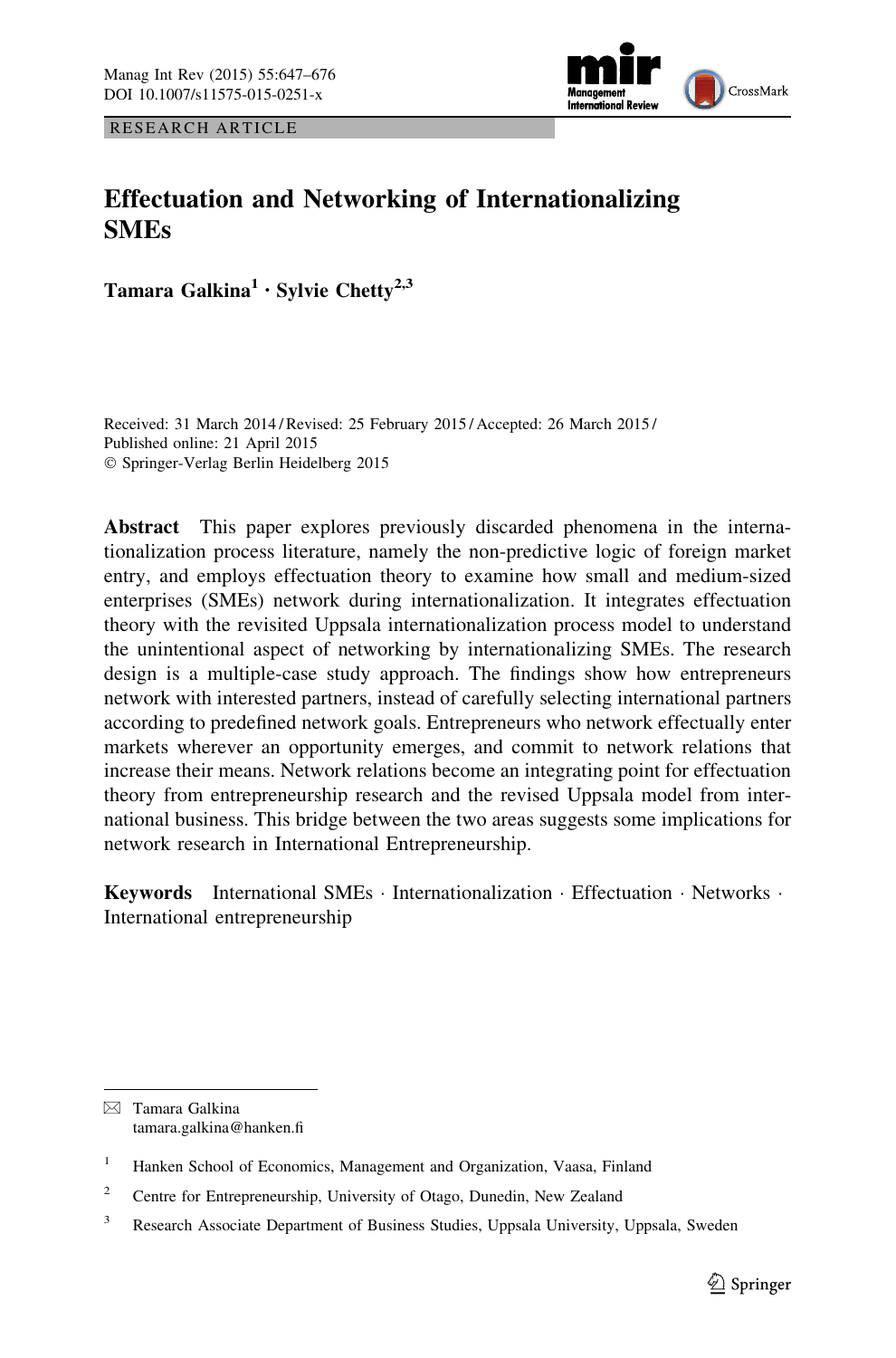RESEARCH ARTICLE

# Effectuation and Networking of Internationalizing SMEs

**Tamara Galkina[1] · Sylvie Chetty[2,3]**

Received: 31 March 2014 / Revised: 25 February 2015 / Accepted: 26 March 2015 / Published online: 21 April 2015
© Springer-Verlag Berlin Heidelberg 2015

**Abstract** This paper explores previously discarded phenomena in the internationalization process literature, namely the non-predictive logic of foreign market entry, and employs effectuation theory to examine how small and medium-sized enterprises (SMEs) network during internationalization. It integrates effectuation theory with the revisited Uppsala internationalization process model to understand the unintentional aspect of networking by internationalizing SMEs. The research design is a multiple-case study approach. The findings show how entrepreneurs network with interested partners, instead of carefully selecting international partners according to predefined network goals. Entrepreneurs who network effectually enter markets wherever an opportunity emerges, and commit to network relations that increase their means. Network relations become an integrating point for effectuation theory from entrepreneurship research and the revised Uppsala model from international business. This bridge between the two areas suggests some implications for network research in International Entrepreneurship.

**Keywords** International SMEs · Internationalization · Effectuation · Networks · International entrepreneurship

---

✉ Tamara Galkina
tamara.galkina@hanken.fi

[1] Hanken School of Economics, Management and Organization, Vaasa, Finland

[2] Centre for Entrepreneurship, University of Otago, Dunedin, New Zealand

[3] Research Associate Department of Business Studies, Uppsala University, Uppsala, Sweden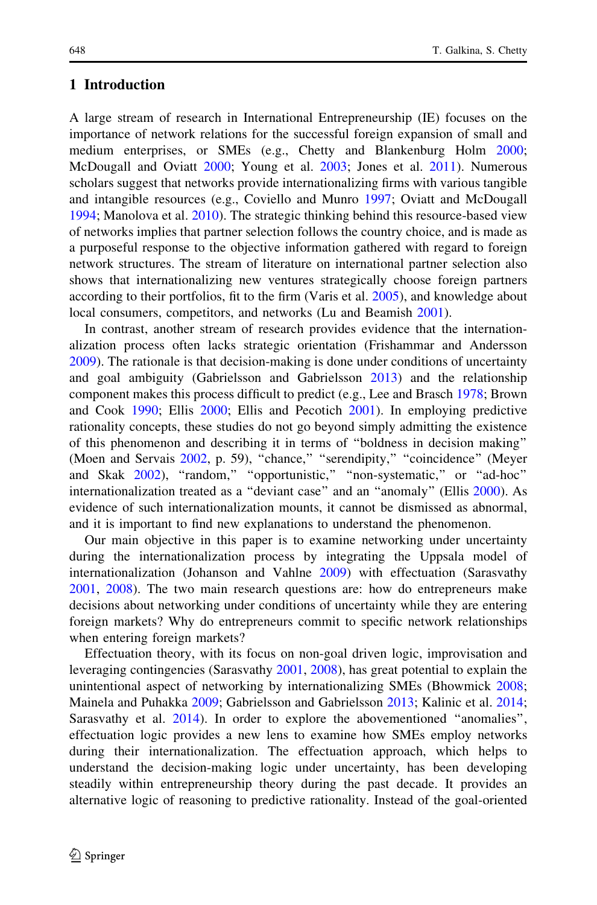## 1 Introduction

A large stream of research in International Entrepreneurship (IE) focuses on the importance of network relations for the successful foreign expansion of small and medium enterprises, or SMEs (e.g., Chetty and Blankenburg Holm 2000; McDougall and Oviatt 2000; Young et al. 2003; Jones et al. 2011). Numerous scholars suggest that networks provide internationalizing firms with various tangible and intangible resources (e.g., Coviello and Munro 1997; Oviatt and McDougall 1994; Manolova et al. 2010). The strategic thinking behind this resource-based view of networks implies that partner selection follows the country choice, and is made as a purposeful response to the objective information gathered with regard to foreign network structures. The stream of literature on international partner selection also shows that internationalizing new ventures strategically choose foreign partners according to their portfolios, fit to the firm (Varis et al. 2005), and knowledge about local consumers, competitors, and networks (Lu and Beamish 2001).

In contrast, another stream of research provides evidence that the internationalization process often lacks strategic orientation (Frishammar and Andersson 2009). The rationale is that decision-making is done under conditions of uncertainty and goal ambiguity (Gabrielsson and Gabrielsson 2013) and the relationship component makes this process difficult to predict (e.g., Lee and Brasch 1978; Brown and Cook 1990; Ellis 2000; Ellis and Pecotich 2001). In employing predictive rationality concepts, these studies do not go beyond simply admitting the existence of this phenomenon and describing it in terms of "boldness in decision making" (Moen and Servais 2002, p. 59), "chance," "serendipity," "coincidence" (Meyer and Skak 2002), "random," "opportunistic," "non-systematic," or "ad-hoc" internationalization treated as a "deviant case" and an "anomaly" (Ellis 2000). As evidence of such internationalization mounts, it cannot be dismissed as abnormal, and it is important to find new explanations to understand the phenomenon.

Our main objective in this paper is to examine networking under uncertainty during the internationalization process by integrating the Uppsala model of internationalization (Johanson and Vahlne 2009) with effectuation (Sarasvathy 2001, 2008). The two main research questions are: how do entrepreneurs make decisions about networking under conditions of uncertainty while they are entering foreign markets? Why do entrepreneurs commit to specific network relationships when entering foreign markets?

Effectuation theory, with its focus on non-goal driven logic, improvisation and leveraging contingencies (Sarasvathy 2001, 2008), has great potential to explain the unintentional aspect of networking by internationalizing SMEs (Bhowmick 2008; Mainela and Puhakka 2009; Gabrielsson and Gabrielsson 2013; Kalinic et al. 2014; Sarasvathy et al. 2014). In order to explore the abovementioned "anomalies", effectuation logic provides a new lens to examine how SMEs employ networks during their internationalization. The effectuation approach, which helps to understand the decision-making logic under uncertainty, has been developing steadily within entrepreneurship theory during the past decade. It provides an alternative logic of reasoning to predictive rationality. Instead of the goal-oriented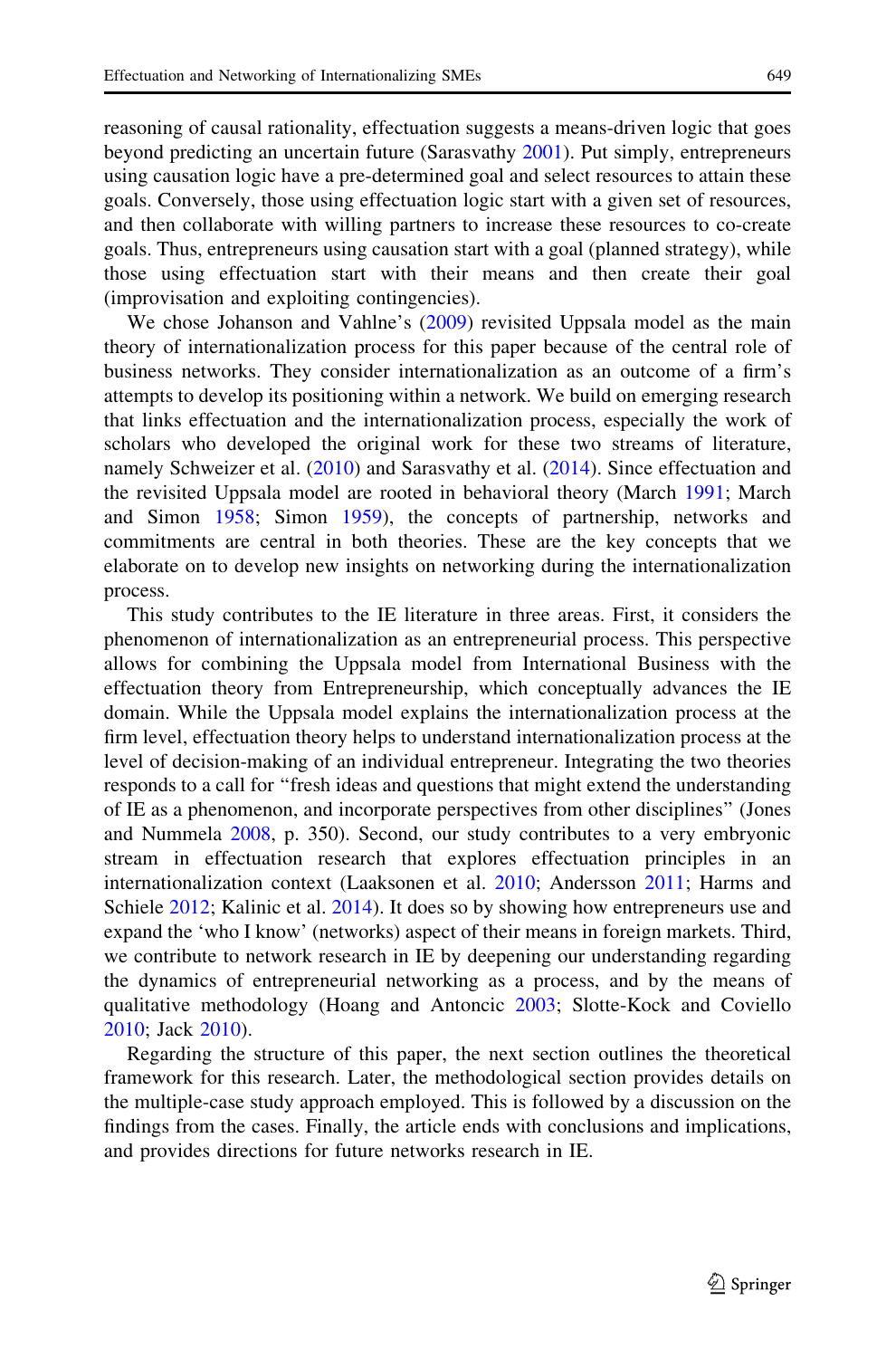reasoning of causal rationality, effectuation suggests a means-driven logic that goes beyond predicting an uncertain future (Sarasvathy 2001). Put simply, entrepreneurs using causation logic have a pre-determined goal and select resources to attain these goals. Conversely, those using effectuation logic start with a given set of resources, and then collaborate with willing partners to increase these resources to co-create goals. Thus, entrepreneurs using causation start with a goal (planned strategy), while those using effectuation start with their means and then create their goal (improvisation and exploiting contingencies).

We chose Johanson and Vahlne's (2009) revisited Uppsala model as the main theory of internationalization process for this paper because of the central role of business networks. They consider internationalization as an outcome of a firm's attempts to develop its positioning within a network. We build on emerging research that links effectuation and the internationalization process, especially the work of scholars who developed the original work for these two streams of literature, namely Schweizer et al. (2010) and Sarasvathy et al. (2014). Since effectuation and the revisited Uppsala model are rooted in behavioral theory (March 1991; March and Simon 1958; Simon 1959), the concepts of partnership, networks and commitments are central in both theories. These are the key concepts that we elaborate on to develop new insights on networking during the internationalization process.

This study contributes to the IE literature in three areas. First, it considers the phenomenon of internationalization as an entrepreneurial process. This perspective allows for combining the Uppsala model from International Business with the effectuation theory from Entrepreneurship, which conceptually advances the IE domain. While the Uppsala model explains the internationalization process at the firm level, effectuation theory helps to understand internationalization process at the level of decision-making of an individual entrepreneur. Integrating the two theories responds to a call for "fresh ideas and questions that might extend the understanding of IE as a phenomenon, and incorporate perspectives from other disciplines" (Jones and Nummela 2008, p. 350). Second, our study contributes to a very embryonic stream in effectuation research that explores effectuation principles in an internationalization context (Laaksonen et al. 2010; Andersson 2011; Harms and Schiele 2012; Kalinic et al. 2014). It does so by showing how entrepreneurs use and expand the 'who I know' (networks) aspect of their means in foreign markets. Third, we contribute to network research in IE by deepening our understanding regarding the dynamics of entrepreneurial networking as a process, and by the means of qualitative methodology (Hoang and Antoncic 2003; Slotte-Kock and Coviello 2010; Jack 2010).

Regarding the structure of this paper, the next section outlines the theoretical framework for this research. Later, the methodological section provides details on the multiple-case study approach employed. This is followed by a discussion on the findings from the cases. Finally, the article ends with conclusions and implications, and provides directions for future networks research in IE.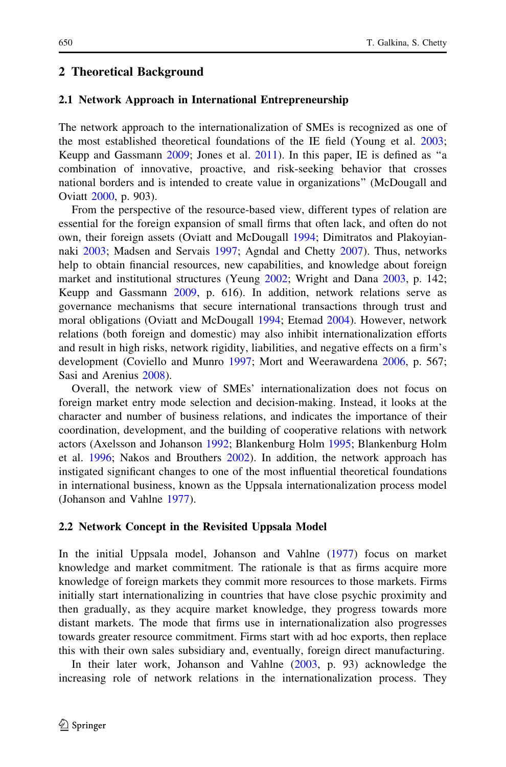## 2 Theoretical Background

### 2.1 Network Approach in International Entrepreneurship

The network approach to the internationalization of SMEs is recognized as one of the most established theoretical foundations of the IE field (Young et al. 2003; Keupp and Gassmann 2009; Jones et al. 2011). In this paper, IE is defined as "a combination of innovative, proactive, and risk-seeking behavior that crosses national borders and is intended to create value in organizations" (McDougall and Oviatt 2000, p. 903).

From the perspective of the resource-based view, different types of relation are essential for the foreign expansion of small firms that often lack, and often do not own, their foreign assets (Oviatt and McDougall 1994; Dimitratos and Plakoyiannaki 2003; Madsen and Servais 1997; Agndal and Chetty 2007). Thus, networks help to obtain financial resources, new capabilities, and knowledge about foreign market and institutional structures (Yeung 2002; Wright and Dana 2003, p. 142; Keupp and Gassmann 2009, p. 616). In addition, network relations serve as governance mechanisms that secure international transactions through trust and moral obligations (Oviatt and McDougall 1994; Etemad 2004). However, network relations (both foreign and domestic) may also inhibit internationalization efforts and result in high risks, network rigidity, liabilities, and negative effects on a firm's development (Coviello and Munro 1997; Mort and Weerawardena 2006, p. 567; Sasi and Arenius 2008).

Overall, the network view of SMEs' internationalization does not focus on foreign market entry mode selection and decision-making. Instead, it looks at the character and number of business relations, and indicates the importance of their coordination, development, and the building of cooperative relations with network actors (Axelsson and Johanson 1992; Blankenburg Holm 1995; Blankenburg Holm et al. 1996; Nakos and Brouthers 2002). In addition, the network approach has instigated significant changes to one of the most influential theoretical foundations in international business, known as the Uppsala internationalization process model (Johanson and Vahlne 1977).

### 2.2 Network Concept in the Revisited Uppsala Model

In the initial Uppsala model, Johanson and Vahlne (1977) focus on market knowledge and market commitment. The rationale is that as firms acquire more knowledge of foreign markets they commit more resources to those markets. Firms initially start internationalizing in countries that have close psychic proximity and then gradually, as they acquire market knowledge, they progress towards more distant markets. The mode that firms use in internationalization also progresses towards greater resource commitment. Firms start with ad hoc exports, then replace this with their own sales subsidiary and, eventually, foreign direct manufacturing.

In their later work, Johanson and Vahlne (2003, p. 93) acknowledge the increasing role of network relations in the internationalization process. They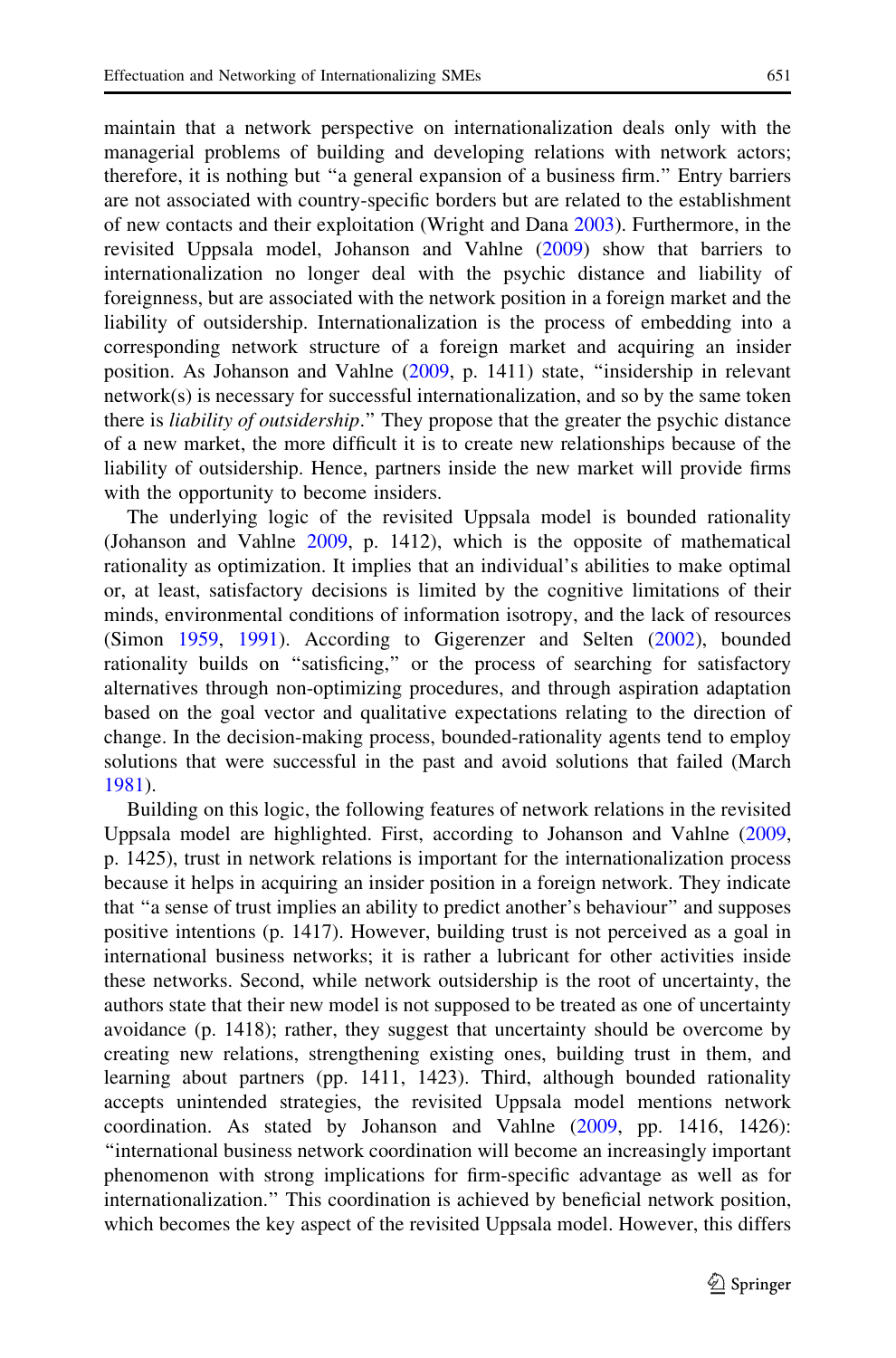maintain that a network perspective on internationalization deals only with the managerial problems of building and developing relations with network actors; therefore, it is nothing but "a general expansion of a business firm." Entry barriers are not associated with country-specific borders but are related to the establishment of new contacts and their exploitation (Wright and Dana 2003). Furthermore, in the revisited Uppsala model, Johanson and Vahlne (2009) show that barriers to internationalization no longer deal with the psychic distance and liability of foreignness, but are associated with the network position in a foreign market and the liability of outsidership. Internationalization is the process of embedding into a corresponding network structure of a foreign market and acquiring an insider position. As Johanson and Vahlne (2009, p. 1411) state, "insidership in relevant network(s) is necessary for successful internationalization, and so by the same token there is *liability of outsidership*." They propose that the greater the psychic distance of a new market, the more difficult it is to create new relationships because of the liability of outsidership. Hence, partners inside the new market will provide firms with the opportunity to become insiders.

The underlying logic of the revisited Uppsala model is bounded rationality (Johanson and Vahlne 2009, p. 1412), which is the opposite of mathematical rationality as optimization. It implies that an individual's abilities to make optimal or, at least, satisfactory decisions is limited by the cognitive limitations of their minds, environmental conditions of information isotropy, and the lack of resources (Simon 1959, 1991). According to Gigerenzer and Selten (2002), bounded rationality builds on "satisficing," or the process of searching for satisfactory alternatives through non-optimizing procedures, and through aspiration adaptation based on the goal vector and qualitative expectations relating to the direction of change. In the decision-making process, bounded-rationality agents tend to employ solutions that were successful in the past and avoid solutions that failed (March 1981).

Building on this logic, the following features of network relations in the revisited Uppsala model are highlighted. First, according to Johanson and Vahlne (2009, p. 1425), trust in network relations is important for the internationalization process because it helps in acquiring an insider position in a foreign network. They indicate that "a sense of trust implies an ability to predict another's behaviour" and supposes positive intentions (p. 1417). However, building trust is not perceived as a goal in international business networks; it is rather a lubricant for other activities inside these networks. Second, while network outsidership is the root of uncertainty, the authors state that their new model is not supposed to be treated as one of uncertainty avoidance (p. 1418); rather, they suggest that uncertainty should be overcome by creating new relations, strengthening existing ones, building trust in them, and learning about partners (pp. 1411, 1423). Third, although bounded rationality accepts unintended strategies, the revisited Uppsala model mentions network coordination. As stated by Johanson and Vahlne (2009, pp. 1416, 1426): "international business network coordination will become an increasingly important phenomenon with strong implications for firm-specific advantage as well as for internationalization." This coordination is achieved by beneficial network position, which becomes the key aspect of the revisited Uppsala model. However, this differs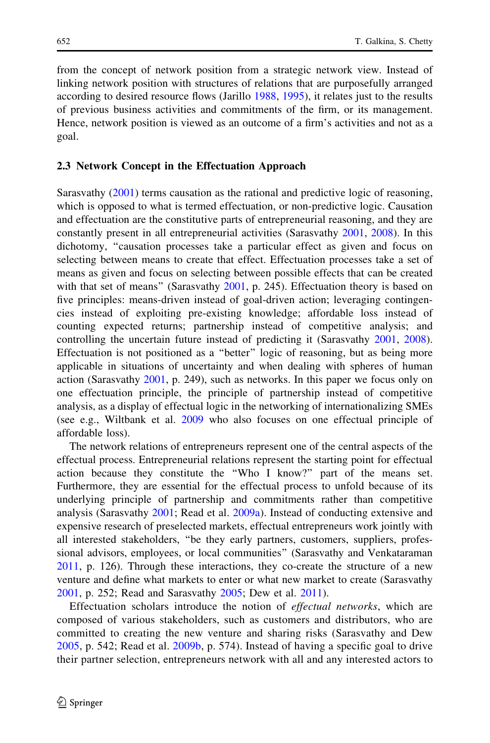from the concept of network position from a strategic network view. Instead of linking network position with structures of relations that are purposefully arranged according to desired resource flows (Jarillo 1988, 1995), it relates just to the results of previous business activities and commitments of the firm, or its management. Hence, network position is viewed as an outcome of a firm's activities and not as a goal.

### 2.3 Network Concept in the Effectuation Approach

Sarasvathy (2001) terms causation as the rational and predictive logic of reasoning, which is opposed to what is termed effectuation, or non-predictive logic. Causation and effectuation are the constitutive parts of entrepreneurial reasoning, and they are constantly present in all entrepreneurial activities (Sarasvathy 2001, 2008). In this dichotomy, "causation processes take a particular effect as given and focus on selecting between means to create that effect. Effectuation processes take a set of means as given and focus on selecting between possible effects that can be created with that set of means" (Sarasvathy 2001, p. 245). Effectuation theory is based on five principles: means-driven instead of goal-driven action; leveraging contingencies instead of exploiting pre-existing knowledge; affordable loss instead of counting expected returns; partnership instead of competitive analysis; and controlling the uncertain future instead of predicting it (Sarasvathy 2001, 2008). Effectuation is not positioned as a "better" logic of reasoning, but as being more applicable in situations of uncertainty and when dealing with spheres of human action (Sarasvathy 2001, p. 249), such as networks. In this paper we focus only on one effectuation principle, the principle of partnership instead of competitive analysis, as a display of effectual logic in the networking of internationalizing SMEs (see e.g., Wiltbank et al. 2009 who also focuses on one effectual principle of affordable loss).

The network relations of entrepreneurs represent one of the central aspects of the effectual process. Entrepreneurial relations represent the starting point for effectual action because they constitute the "Who I know?" part of the means set. Furthermore, they are essential for the effectual process to unfold because of its underlying principle of partnership and commitments rather than competitive analysis (Sarasvathy 2001; Read et al. 2009a). Instead of conducting extensive and expensive research of preselected markets, effectual entrepreneurs work jointly with all interested stakeholders, "be they early partners, customers, suppliers, professional advisors, employees, or local communities" (Sarasvathy and Venkataraman 2011, p. 126). Through these interactions, they co-create the structure of a new venture and define what markets to enter or what new market to create (Sarasvathy 2001, p. 252; Read and Sarasvathy 2005; Dew et al. 2011).

Effectuation scholars introduce the notion of *effectual networks*, which are composed of various stakeholders, such as customers and distributors, who are committed to creating the new venture and sharing risks (Sarasvathy and Dew 2005, p. 542; Read et al. 2009b, p. 574). Instead of having a specific goal to drive their partner selection, entrepreneurs network with all and any interested actors to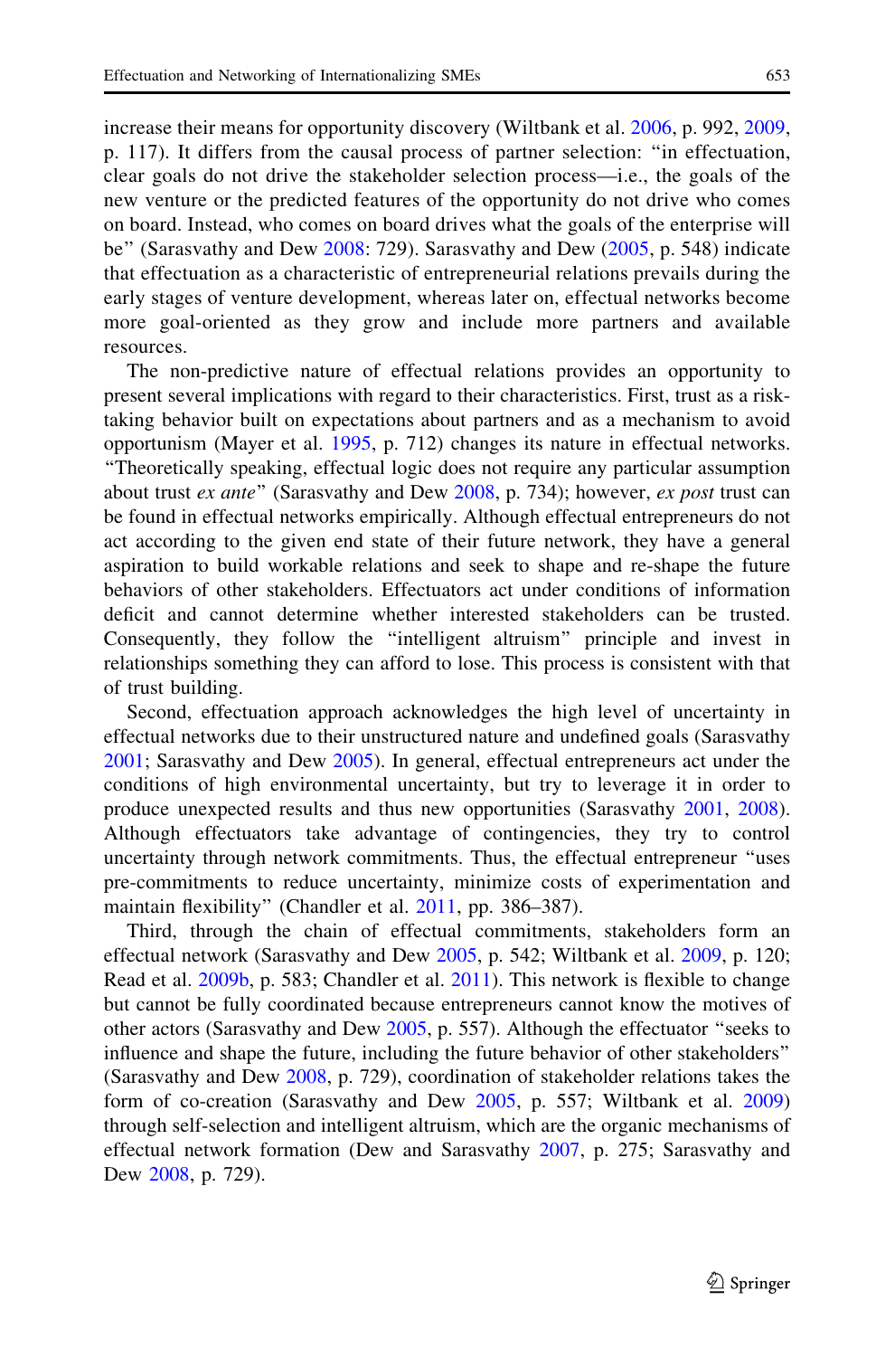increase their means for opportunity discovery (Wiltbank et al. 2006, p. 992, 2009, p. 117). It differs from the causal process of partner selection: "in effectuation, clear goals do not drive the stakeholder selection process—i.e., the goals of the new venture or the predicted features of the opportunity do not drive who comes on board. Instead, who comes on board drives what the goals of the enterprise will be" (Sarasvathy and Dew 2008: 729). Sarasvathy and Dew (2005, p. 548) indicate that effectuation as a characteristic of entrepreneurial relations prevails during the early stages of venture development, whereas later on, effectual networks become more goal-oriented as they grow and include more partners and available resources.

The non-predictive nature of effectual relations provides an opportunity to present several implications with regard to their characteristics. First, trust as a risk-taking behavior built on expectations about partners and as a mechanism to avoid opportunism (Mayer et al. 1995, p. 712) changes its nature in effectual networks. "Theoretically speaking, effectual logic does not require any particular assumption about trust *ex ante*" (Sarasvathy and Dew 2008, p. 734); however, *ex post* trust can be found in effectual networks empirically. Although effectual entrepreneurs do not act according to the given end state of their future network, they have a general aspiration to build workable relations and seek to shape and re-shape the future behaviors of other stakeholders. Effectuators act under conditions of information deficit and cannot determine whether interested stakeholders can be trusted. Consequently, they follow the "intelligent altruism" principle and invest in relationships something they can afford to lose. This process is consistent with that of trust building.

Second, effectuation approach acknowledges the high level of uncertainty in effectual networks due to their unstructured nature and undefined goals (Sarasvathy 2001; Sarasvathy and Dew 2005). In general, effectual entrepreneurs act under the conditions of high environmental uncertainty, but try to leverage it in order to produce unexpected results and thus new opportunities (Sarasvathy 2001, 2008). Although effectuators take advantage of contingencies, they try to control uncertainty through network commitments. Thus, the effectual entrepreneur "uses pre-commitments to reduce uncertainty, minimize costs of experimentation and maintain flexibility" (Chandler et al. 2011, pp. 386–387).

Third, through the chain of effectual commitments, stakeholders form an effectual network (Sarasvathy and Dew 2005, p. 542; Wiltbank et al. 2009, p. 120; Read et al. 2009b, p. 583; Chandler et al. 2011). This network is flexible to change but cannot be fully coordinated because entrepreneurs cannot know the motives of other actors (Sarasvathy and Dew 2005, p. 557). Although the effectuator "seeks to influence and shape the future, including the future behavior of other stakeholders" (Sarasvathy and Dew 2008, p. 729), coordination of stakeholder relations takes the form of co-creation (Sarasvathy and Dew 2005, p. 557; Wiltbank et al. 2009) through self-selection and intelligent altruism, which are the organic mechanisms of effectual network formation (Dew and Sarasvathy 2007, p. 275; Sarasvathy and Dew 2008, p. 729).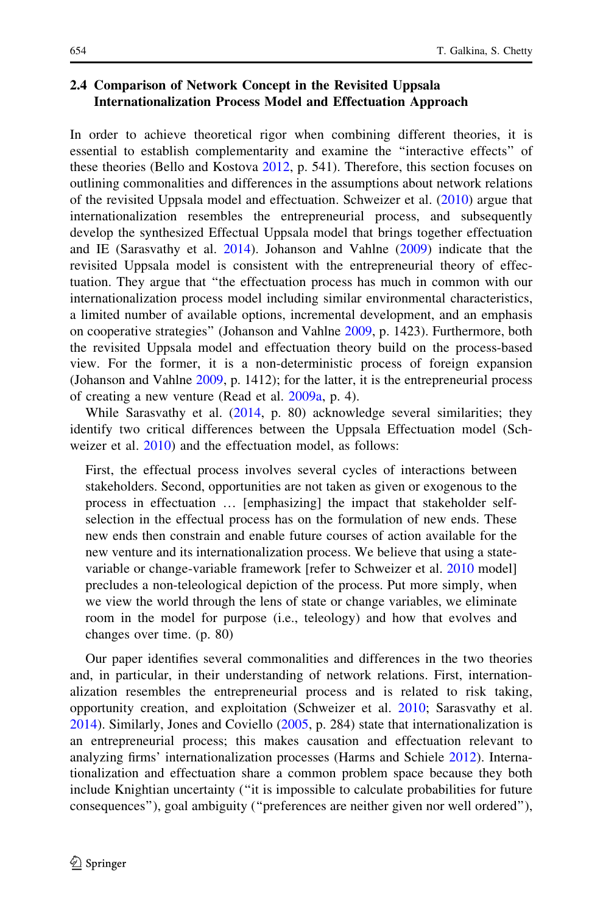### 2.4 Comparison of Network Concept in the Revisited Uppsala Internationalization Process Model and Effectuation Approach

In order to achieve theoretical rigor when combining different theories, it is essential to establish complementarity and examine the "interactive effects" of these theories (Bello and Kostova 2012, p. 541). Therefore, this section focuses on outlining commonalities and differences in the assumptions about network relations of the revisited Uppsala model and effectuation. Schweizer et al. (2010) argue that internationalization resembles the entrepreneurial process, and subsequently develop the synthesized Effectual Uppsala model that brings together effectuation and IE (Sarasvathy et al. 2014). Johanson and Vahlne (2009) indicate that the revisited Uppsala model is consistent with the entrepreneurial theory of effectuation. They argue that "the effectuation process has much in common with our internationalization process model including similar environmental characteristics, a limited number of available options, incremental development, and an emphasis on cooperative strategies" (Johanson and Vahlne 2009, p. 1423). Furthermore, both the revisited Uppsala model and effectuation theory build on the process-based view. For the former, it is a non-deterministic process of foreign expansion (Johanson and Vahlne 2009, p. 1412); for the latter, it is the entrepreneurial process of creating a new venture (Read et al. 2009a, p. 4).

While Sarasvathy et al. (2014, p. 80) acknowledge several similarities; they identify two critical differences between the Uppsala Effectuation model (Schweizer et al. 2010) and the effectuation model, as follows:

> First, the effectual process involves several cycles of interactions between stakeholders. Second, opportunities are not taken as given or exogenous to the process in effectuation … [emphasizing] the impact that stakeholder self-selection in the effectual process has on the formulation of new ends. These new ends then constrain and enable future courses of action available for the new venture and its internationalization process. We believe that using a state-variable or change-variable framework [refer to Schweizer et al. 2010 model] precludes a non-teleological depiction of the process. Put more simply, when we view the world through the lens of state or change variables, we eliminate room in the model for purpose (i.e., teleology) and how that evolves and changes over time. (p. 80)

Our paper identifies several commonalities and differences in the two theories and, in particular, in their understanding of network relations. First, internationalization resembles the entrepreneurial process and is related to risk taking, opportunity creation, and exploitation (Schweizer et al. 2010; Sarasvathy et al. 2014). Similarly, Jones and Coviello (2005, p. 284) state that internationalization is an entrepreneurial process; this makes causation and effectuation relevant to analyzing firms' internationalization processes (Harms and Schiele 2012). Internationalization and effectuation share a common problem space because they both include Knightian uncertainty ("it is impossible to calculate probabilities for future consequences"), goal ambiguity ("preferences are neither given nor well ordered"),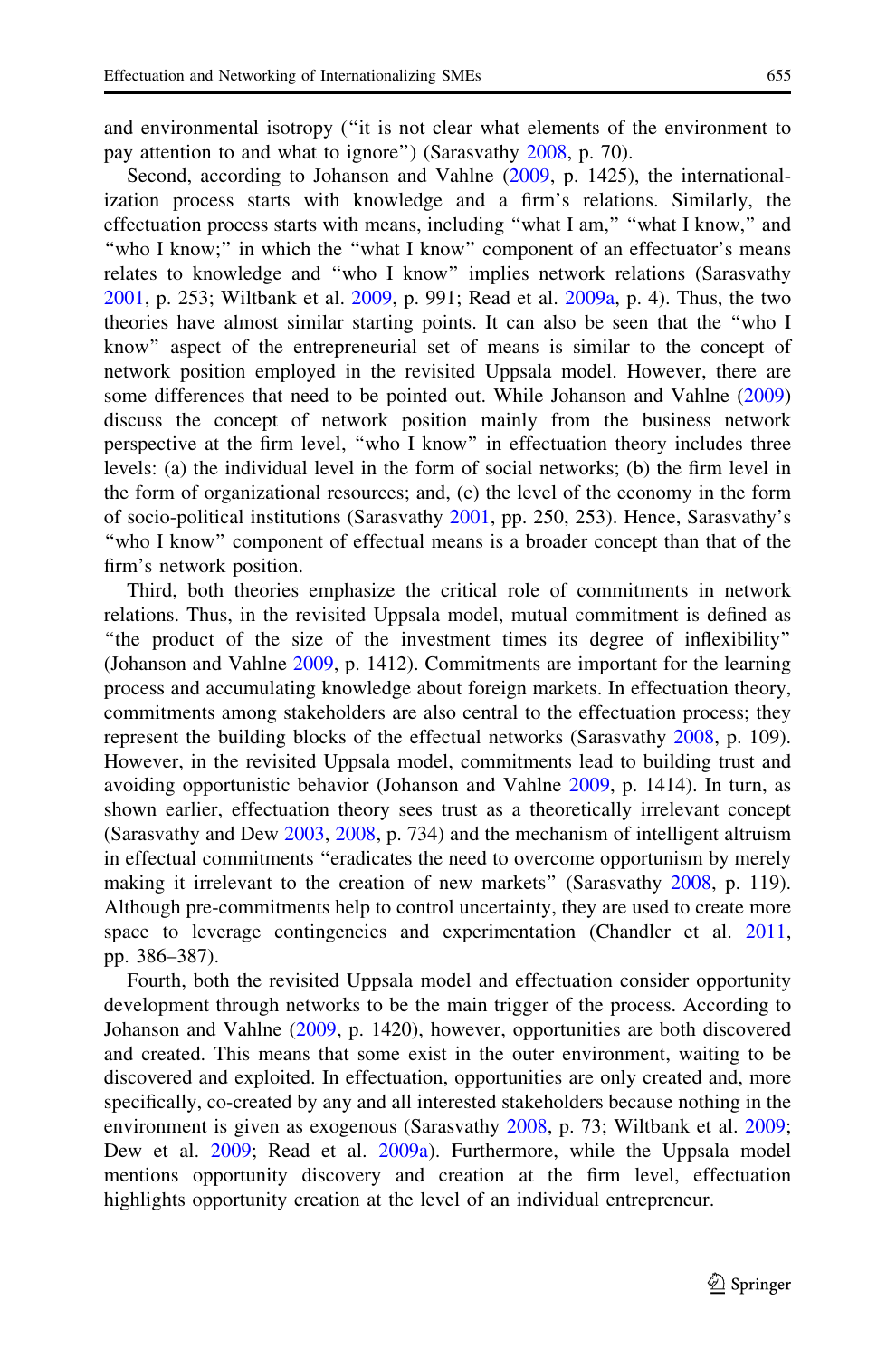and environmental isotropy ("it is not clear what elements of the environment to pay attention to and what to ignore") (Sarasvathy 2008, p. 70).

Second, according to Johanson and Vahlne (2009, p. 1425), the internationalization process starts with knowledge and a firm's relations. Similarly, the effectuation process starts with means, including "what I am," "what I know," and "who I know;" in which the "what I know" component of an effectuator's means relates to knowledge and "who I know" implies network relations (Sarasvathy 2001, p. 253; Wiltbank et al. 2009, p. 991; Read et al. 2009a, p. 4). Thus, the two theories have almost similar starting points. It can also be seen that the "who I know" aspect of the entrepreneurial set of means is similar to the concept of network position employed in the revisited Uppsala model. However, there are some differences that need to be pointed out. While Johanson and Vahlne (2009) discuss the concept of network position mainly from the business network perspective at the firm level, "who I know" in effectuation theory includes three levels: (a) the individual level in the form of social networks; (b) the firm level in the form of organizational resources; and, (c) the level of the economy in the form of socio-political institutions (Sarasvathy 2001, pp. 250, 253). Hence, Sarasvathy's "who I know" component of effectual means is a broader concept than that of the firm's network position.

Third, both theories emphasize the critical role of commitments in network relations. Thus, in the revisited Uppsala model, mutual commitment is defined as "the product of the size of the investment times its degree of inflexibility" (Johanson and Vahlne 2009, p. 1412). Commitments are important for the learning process and accumulating knowledge about foreign markets. In effectuation theory, commitments among stakeholders are also central to the effectuation process; they represent the building blocks of the effectual networks (Sarasvathy 2008, p. 109). However, in the revisited Uppsala model, commitments lead to building trust and avoiding opportunistic behavior (Johanson and Vahlne 2009, p. 1414). In turn, as shown earlier, effectuation theory sees trust as a theoretically irrelevant concept (Sarasvathy and Dew 2003, 2008, p. 734) and the mechanism of intelligent altruism in effectual commitments "eradicates the need to overcome opportunism by merely making it irrelevant to the creation of new markets" (Sarasvathy 2008, p. 119). Although pre-commitments help to control uncertainty, they are used to create more space to leverage contingencies and experimentation (Chandler et al. 2011, pp. 386–387).

Fourth, both the revisited Uppsala model and effectuation consider opportunity development through networks to be the main trigger of the process. According to Johanson and Vahlne (2009, p. 1420), however, opportunities are both discovered and created. This means that some exist in the outer environment, waiting to be discovered and exploited. In effectuation, opportunities are only created and, more specifically, co-created by any and all interested stakeholders because nothing in the environment is given as exogenous (Sarasvathy 2008, p. 73; Wiltbank et al. 2009; Dew et al. 2009; Read et al. 2009a). Furthermore, while the Uppsala model mentions opportunity discovery and creation at the firm level, effectuation highlights opportunity creation at the level of an individual entrepreneur.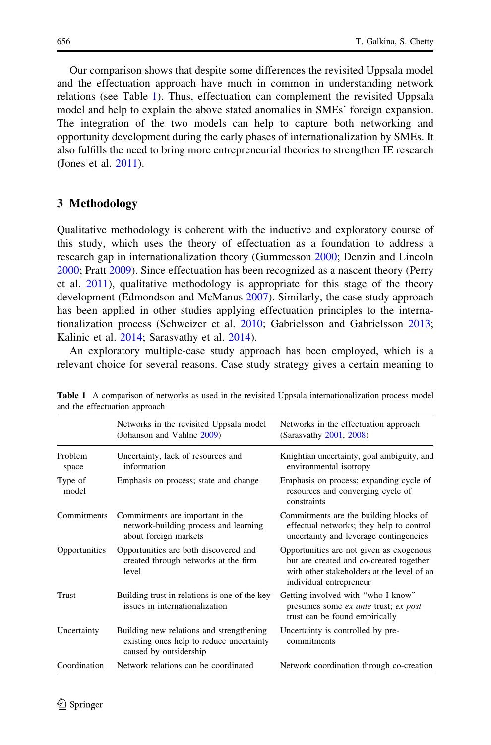Our comparison shows that despite some differences the revisited Uppsala model and the effectuation approach have much in common in understanding network relations (see Table 1). Thus, effectuation can complement the revisited Uppsala model and help to explain the above stated anomalies in SMEs' foreign expansion. The integration of the two models can help to capture both networking and opportunity development during the early phases of internationalization by SMEs. It also fulfills the need to bring more entrepreneurial theories to strengthen IE research (Jones et al. 2011).

## 3 Methodology

Qualitative methodology is coherent with the inductive and exploratory course of this study, which uses the theory of effectuation as a foundation to address a research gap in internationalization theory (Gummesson 2000; Denzin and Lincoln 2000; Pratt 2009). Since effectuation has been recognized as a nascent theory (Perry et al. 2011), qualitative methodology is appropriate for this stage of the theory development (Edmondson and McManus 2007). Similarly, the case study approach has been applied in other studies applying effectuation principles to the internationalization process (Schweizer et al. 2010; Gabrielsson and Gabrielsson 2013; Kalinic et al. 2014; Sarasvathy et al. 2014).

An exploratory multiple-case study approach has been employed, which is a relevant choice for several reasons. Case study strategy gives a certain meaning to

**Table 1** A comparison of networks as used in the revisited Uppsala internationalization process model and the effectuation approach

| | Networks in the revisited Uppsala model (Johanson and Vahlne 2009) | Networks in the effectuation approach (Sarasvathy 2001, 2008) |
|---|---|---|
| Problem space | Uncertainty, lack of resources and information | Knightian uncertainty, goal ambiguity, and environmental isotropy |
| Type of model | Emphasis on process; state and change | Emphasis on process; expanding cycle of resources and converging cycle of constraints |
| Commitments | Commitments are important in the network-building process and learning about foreign markets | Commitments are the building blocks of effectual networks; they help to control uncertainty and leverage contingencies |
| Opportunities | Opportunities are both discovered and created through networks at the firm level | Opportunities are not given as exogenous but are created and co-created together with other stakeholders at the level of an individual entrepreneur |
| Trust | Building trust in relations is one of the key issues in internationalization | Getting involved with "who I know" presumes some *ex ante* trust; *ex post* trust can be found empirically |
| Uncertainty | Building new relations and strengthening existing ones help to reduce uncertainty caused by outsidership | Uncertainty is controlled by pre-commitments |
| Coordination | Network relations can be coordinated | Network coordination through co-creation |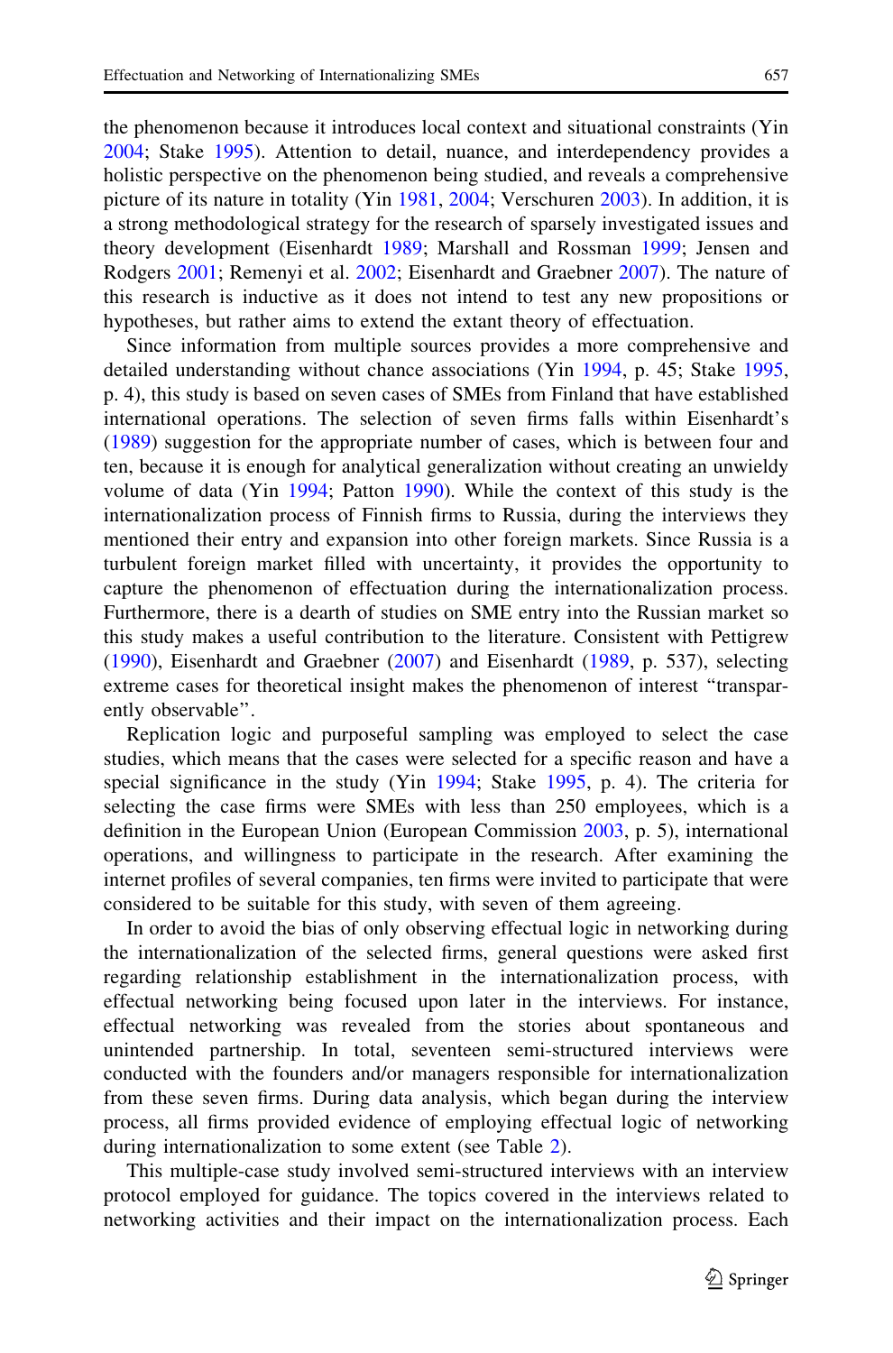the phenomenon because it introduces local context and situational constraints (Yin 2004; Stake 1995). Attention to detail, nuance, and interdependency provides a holistic perspective on the phenomenon being studied, and reveals a comprehensive picture of its nature in totality (Yin 1981, 2004; Verschuren 2003). In addition, it is a strong methodological strategy for the research of sparsely investigated issues and theory development (Eisenhardt 1989; Marshall and Rossman 1999; Jensen and Rodgers 2001; Remenyi et al. 2002; Eisenhardt and Graebner 2007). The nature of this research is inductive as it does not intend to test any new propositions or hypotheses, but rather aims to extend the extant theory of effectuation.

Since information from multiple sources provides a more comprehensive and detailed understanding without chance associations (Yin 1994, p. 45; Stake 1995, p. 4), this study is based on seven cases of SMEs from Finland that have established international operations. The selection of seven firms falls within Eisenhardt's (1989) suggestion for the appropriate number of cases, which is between four and ten, because it is enough for analytical generalization without creating an unwieldy volume of data (Yin 1994; Patton 1990). While the context of this study is the internationalization process of Finnish firms to Russia, during the interviews they mentioned their entry and expansion into other foreign markets. Since Russia is a turbulent foreign market filled with uncertainty, it provides the opportunity to capture the phenomenon of effectuation during the internationalization process. Furthermore, there is a dearth of studies on SME entry into the Russian market so this study makes a useful contribution to the literature. Consistent with Pettigrew (1990), Eisenhardt and Graebner (2007) and Eisenhardt (1989, p. 537), selecting extreme cases for theoretical insight makes the phenomenon of interest "transparently observable".

Replication logic and purposeful sampling was employed to select the case studies, which means that the cases were selected for a specific reason and have a special significance in the study (Yin 1994; Stake 1995, p. 4). The criteria for selecting the case firms were SMEs with less than 250 employees, which is a definition in the European Union (European Commission 2003, p. 5), international operations, and willingness to participate in the research. After examining the internet profiles of several companies, ten firms were invited to participate that were considered to be suitable for this study, with seven of them agreeing.

In order to avoid the bias of only observing effectual logic in networking during the internationalization of the selected firms, general questions were asked first regarding relationship establishment in the internationalization process, with effectual networking being focused upon later in the interviews. For instance, effectual networking was revealed from the stories about spontaneous and unintended partnership. In total, seventeen semi-structured interviews were conducted with the founders and/or managers responsible for internationalization from these seven firms. During data analysis, which began during the interview process, all firms provided evidence of employing effectual logic of networking during internationalization to some extent (see Table 2).

This multiple-case study involved semi-structured interviews with an interview protocol employed for guidance. The topics covered in the interviews related to networking activities and their impact on the internationalization process. Each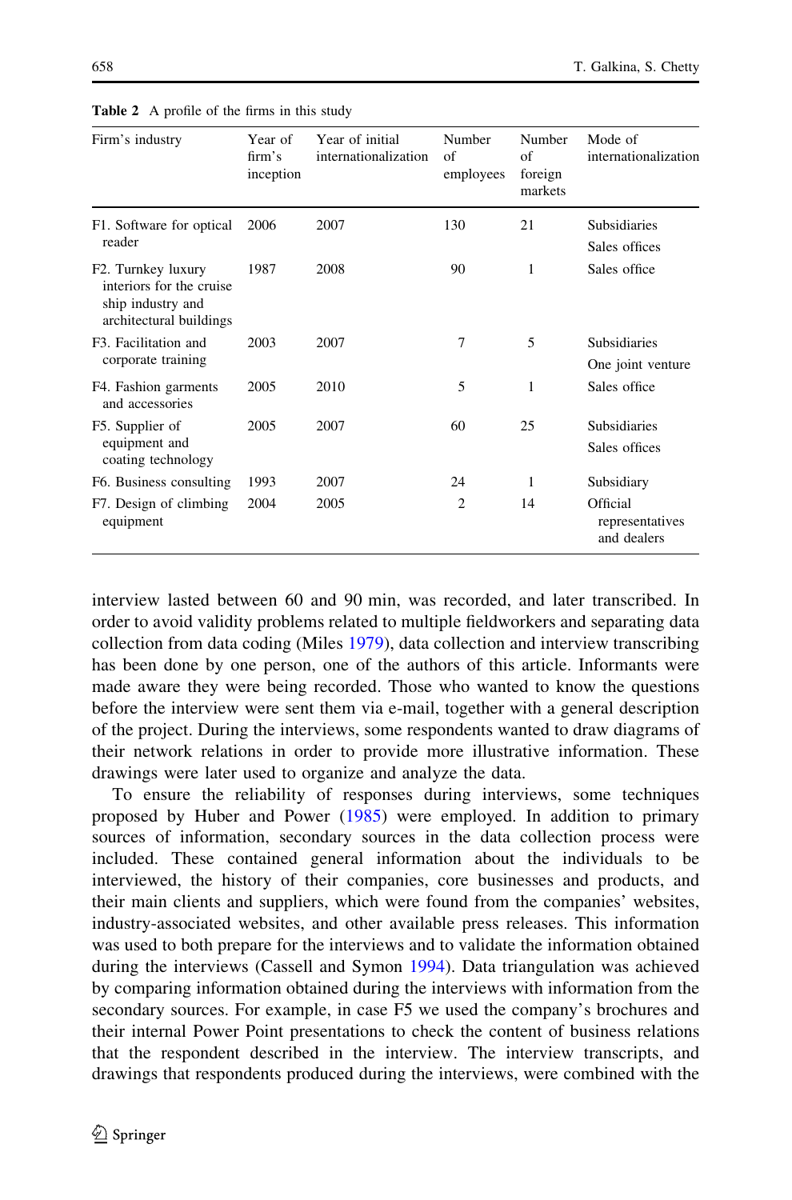**Table 2** A profile of the firms in this study

| Firm's industry | Year of firm's inception | Year of initial internationalization | Number of employees | Number of foreign markets | Mode of internationalization |
|---|---|---|---|---|---|
| F1. Software for optical reader | 2006 | 2007 | 130 | 21 | Subsidiaries<br>Sales offices |
| F2. Turnkey luxury interiors for the cruise ship industry and architectural buildings | 1987 | 2008 | 90 | 1 | Sales office |
| F3. Facilitation and corporate training | 2003 | 2007 | 7 | 5 | Subsidiaries<br>One joint venture |
| F4. Fashion garments and accessories | 2005 | 2010 | 5 | 1 | Sales office |
| F5. Supplier of equipment and coating technology | 2005 | 2007 | 60 | 25 | Subsidiaries<br>Sales offices |
| F6. Business consulting | 1993 | 2007 | 24 | 1 | Subsidiary |
| F7. Design of climbing equipment | 2004 | 2005 | 2 | 14 | Official representatives and dealers |

interview lasted between 60 and 90 min, was recorded, and later transcribed. In order to avoid validity problems related to multiple fieldworkers and separating data collection from data coding (Miles 1979), data collection and interview transcribing has been done by one person, one of the authors of this article. Informants were made aware they were being recorded. Those who wanted to know the questions before the interview were sent them via e-mail, together with a general description of the project. During the interviews, some respondents wanted to draw diagrams of their network relations in order to provide more illustrative information. These drawings were later used to organize and analyze the data.

To ensure the reliability of responses during interviews, some techniques proposed by Huber and Power (1985) were employed. In addition to primary sources of information, secondary sources in the data collection process were included. These contained general information about the individuals to be interviewed, the history of their companies, core businesses and products, and their main clients and suppliers, which were found from the companies' websites, industry-associated websites, and other available press releases. This information was used to both prepare for the interviews and to validate the information obtained during the interviews (Cassell and Symon 1994). Data triangulation was achieved by comparing information obtained during the interviews with information from the secondary sources. For example, in case F5 we used the company's brochures and their internal Power Point presentations to check the content of business relations that the respondent described in the interview. The interview transcripts, and drawings that respondents produced during the interviews, were combined with the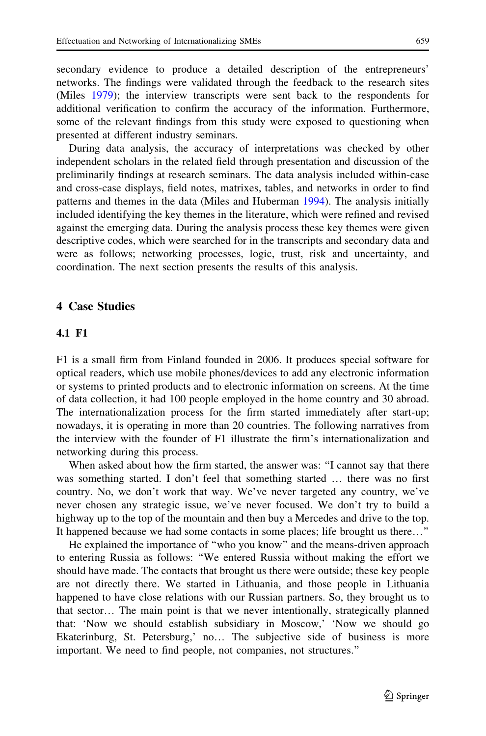secondary evidence to produce a detailed description of the entrepreneurs' networks. The findings were validated through the feedback to the research sites (Miles 1979); the interview transcripts were sent back to the respondents for additional verification to confirm the accuracy of the information. Furthermore, some of the relevant findings from this study were exposed to questioning when presented at different industry seminars.

During data analysis, the accuracy of interpretations was checked by other independent scholars in the related field through presentation and discussion of the preliminarily findings at research seminars. The data analysis included within-case and cross-case displays, field notes, matrixes, tables, and networks in order to find patterns and themes in the data (Miles and Huberman 1994). The analysis initially included identifying the key themes in the literature, which were refined and revised against the emerging data. During the analysis process these key themes were given descriptive codes, which were searched for in the transcripts and secondary data and were as follows; networking processes, logic, trust, risk and uncertainty, and coordination. The next section presents the results of this analysis.

## 4 Case Studies

### 4.1 F1

F1 is a small firm from Finland founded in 2006. It produces special software for optical readers, which use mobile phones/devices to add any electronic information or systems to printed products and to electronic information on screens. At the time of data collection, it had 100 people employed in the home country and 30 abroad. The internationalization process for the firm started immediately after start-up; nowadays, it is operating in more than 20 countries. The following narratives from the interview with the founder of F1 illustrate the firm's internationalization and networking during this process.

When asked about how the firm started, the answer was: "I cannot say that there was something started. I don't feel that something started … there was no first country. No, we don't work that way. We've never targeted any country, we've never chosen any strategic issue, we've never focused. We don't try to build a highway up to the top of the mountain and then buy a Mercedes and drive to the top. It happened because we had some contacts in some places; life brought us there…"

He explained the importance of "who you know" and the means-driven approach to entering Russia as follows: "We entered Russia without making the effort we should have made. The contacts that brought us there were outside; these key people are not directly there. We started in Lithuania, and those people in Lithuania happened to have close relations with our Russian partners. So, they brought us to that sector… The main point is that we never intentionally, strategically planned that: 'Now we should establish subsidiary in Moscow,' 'Now we should go Ekaterinburg, St. Petersburg,' no… The subjective side of business is more important. We need to find people, not companies, not structures."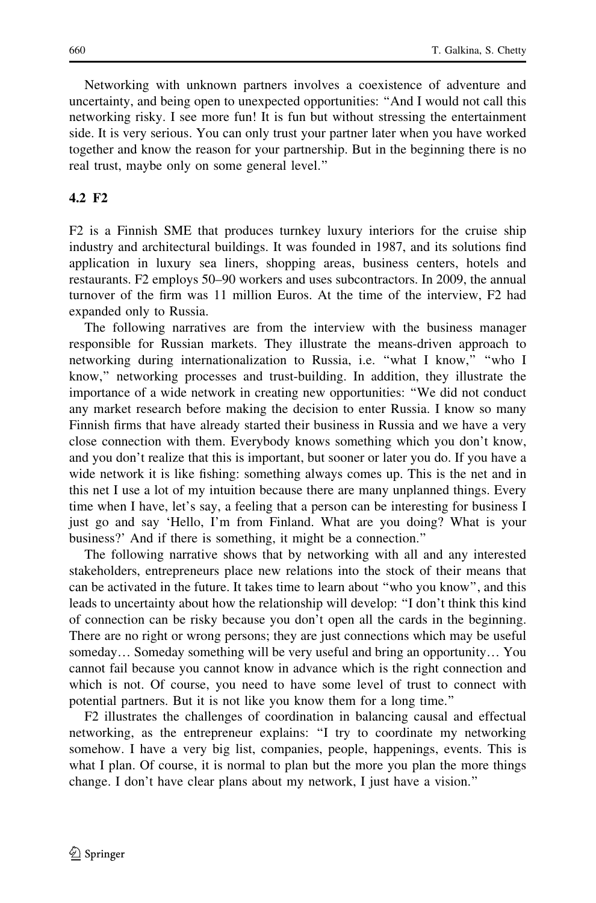Networking with unknown partners involves a coexistence of adventure and uncertainty, and being open to unexpected opportunities: "And I would not call this networking risky. I see more fun! It is fun but without stressing the entertainment side. It is very serious. You can only trust your partner later when you have worked together and know the reason for your partnership. But in the beginning there is no real trust, maybe only on some general level."

### 4.2 F2

F2 is a Finnish SME that produces turnkey luxury interiors for the cruise ship industry and architectural buildings. It was founded in 1987, and its solutions find application in luxury sea liners, shopping areas, business centers, hotels and restaurants. F2 employs 50–90 workers and uses subcontractors. In 2009, the annual turnover of the firm was 11 million Euros. At the time of the interview, F2 had expanded only to Russia.

The following narratives are from the interview with the business manager responsible for Russian markets. They illustrate the means-driven approach to networking during internationalization to Russia, i.e. "what I know," "who I know," networking processes and trust-building. In addition, they illustrate the importance of a wide network in creating new opportunities: "We did not conduct any market research before making the decision to enter Russia. I know so many Finnish firms that have already started their business in Russia and we have a very close connection with them. Everybody knows something which you don't know, and you don't realize that this is important, but sooner or later you do. If you have a wide network it is like fishing: something always comes up. This is the net and in this net I use a lot of my intuition because there are many unplanned things. Every time when I have, let's say, a feeling that a person can be interesting for business I just go and say 'Hello, I'm from Finland. What are you doing? What is your business?' And if there is something, it might be a connection."

The following narrative shows that by networking with all and any interested stakeholders, entrepreneurs place new relations into the stock of their means that can be activated in the future. It takes time to learn about "who you know", and this leads to uncertainty about how the relationship will develop: "I don't think this kind of connection can be risky because you don't open all the cards in the beginning. There are no right or wrong persons; they are just connections which may be useful someday… Someday something will be very useful and bring an opportunity… You cannot fail because you cannot know in advance which is the right connection and which is not. Of course, you need to have some level of trust to connect with potential partners. But it is not like you know them for a long time."

F2 illustrates the challenges of coordination in balancing causal and effectual networking, as the entrepreneur explains: "I try to coordinate my networking somehow. I have a very big list, companies, people, happenings, events. This is what I plan. Of course, it is normal to plan but the more you plan the more things change. I don't have clear plans about my network, I just have a vision."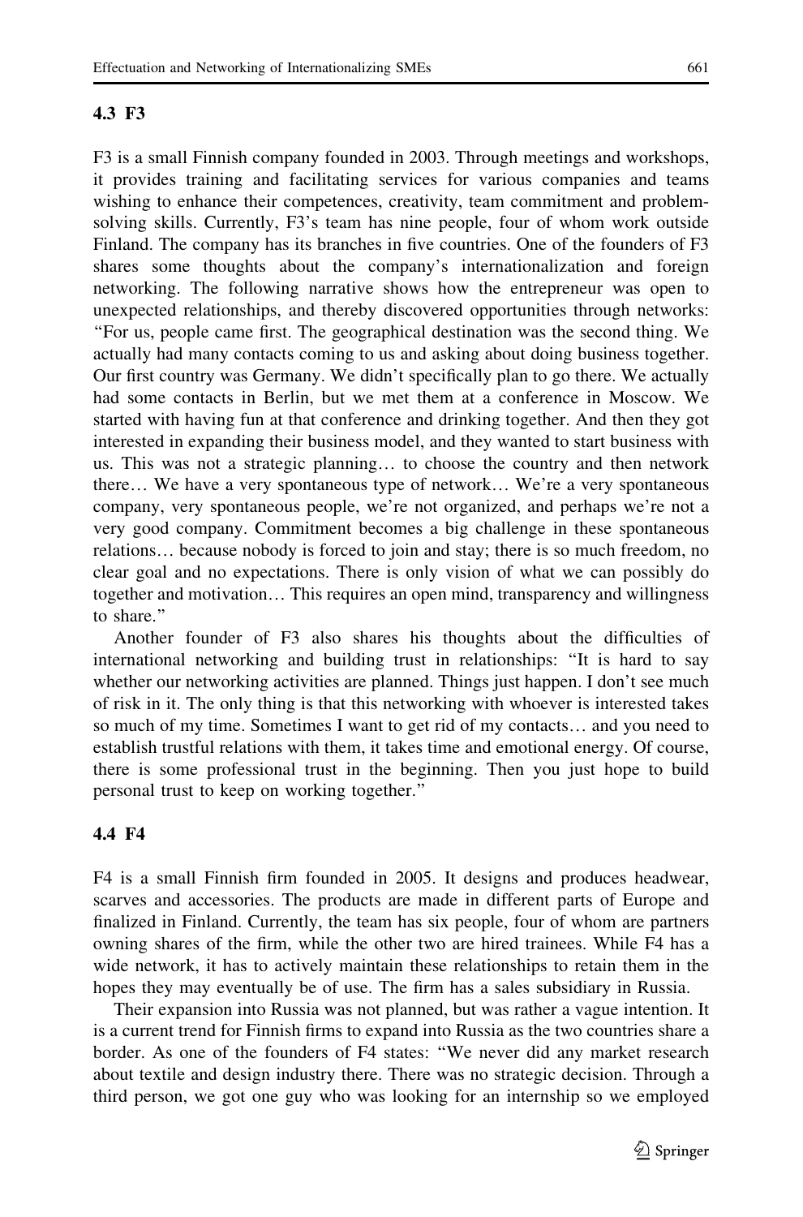### 4.3 F3

F3 is a small Finnish company founded in 2003. Through meetings and workshops, it provides training and facilitating services for various companies and teams wishing to enhance their competences, creativity, team commitment and problem-solving skills. Currently, F3's team has nine people, four of whom work outside Finland. The company has its branches in five countries. One of the founders of F3 shares some thoughts about the company's internationalization and foreign networking. The following narrative shows how the entrepreneur was open to unexpected relationships, and thereby discovered opportunities through networks: "For us, people came first. The geographical destination was the second thing. We actually had many contacts coming to us and asking about doing business together. Our first country was Germany. We didn't specifically plan to go there. We actually had some contacts in Berlin, but we met them at a conference in Moscow. We started with having fun at that conference and drinking together. And then they got interested in expanding their business model, and they wanted to start business with us. This was not a strategic planning… to choose the country and then network there… We have a very spontaneous type of network… We're a very spontaneous company, very spontaneous people, we're not organized, and perhaps we're not a very good company. Commitment becomes a big challenge in these spontaneous relations… because nobody is forced to join and stay; there is so much freedom, no clear goal and no expectations. There is only vision of what we can possibly do together and motivation… This requires an open mind, transparency and willingness to share."

Another founder of F3 also shares his thoughts about the difficulties of international networking and building trust in relationships: "It is hard to say whether our networking activities are planned. Things just happen. I don't see much of risk in it. The only thing is that this networking with whoever is interested takes so much of my time. Sometimes I want to get rid of my contacts… and you need to establish trustful relations with them, it takes time and emotional energy. Of course, there is some professional trust in the beginning. Then you just hope to build personal trust to keep on working together."

### 4.4 F4

F4 is a small Finnish firm founded in 2005. It designs and produces headwear, scarves and accessories. The products are made in different parts of Europe and finalized in Finland. Currently, the team has six people, four of whom are partners owning shares of the firm, while the other two are hired trainees. While F4 has a wide network, it has to actively maintain these relationships to retain them in the hopes they may eventually be of use. The firm has a sales subsidiary in Russia.

Their expansion into Russia was not planned, but was rather a vague intention. It is a current trend for Finnish firms to expand into Russia as the two countries share a border. As one of the founders of F4 states: "We never did any market research about textile and design industry there. There was no strategic decision. Through a third person, we got one guy who was looking for an internship so we employed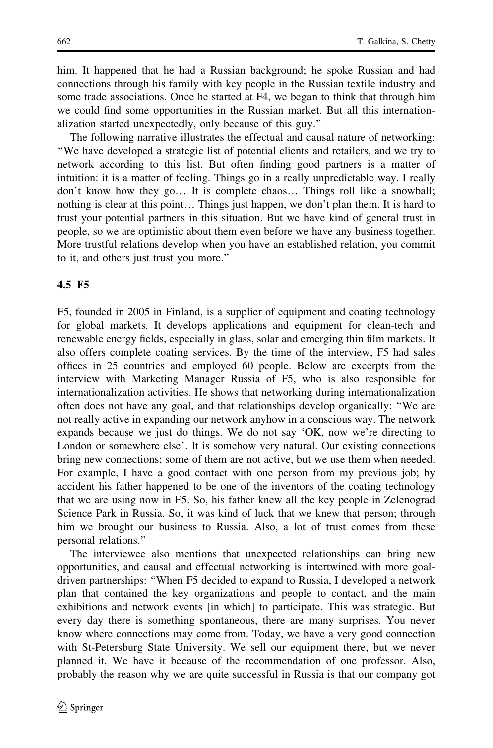him. It happened that he had a Russian background; he spoke Russian and had connections through his family with key people in the Russian textile industry and some trade associations. Once he started at F4, we began to think that through him we could find some opportunities in the Russian market. But all this internationalization started unexpectedly, only because of this guy."

The following narrative illustrates the effectual and causal nature of networking: "We have developed a strategic list of potential clients and retailers, and we try to network according to this list. But often finding good partners is a matter of intuition: it is a matter of feeling. Things go in a really unpredictable way. I really don't know how they go… It is complete chaos… Things roll like a snowball; nothing is clear at this point… Things just happen, we don't plan them. It is hard to trust your potential partners in this situation. But we have kind of general trust in people, so we are optimistic about them even before we have any business together. More trustful relations develop when you have an established relation, you commit to it, and others just trust you more."

### 4.5 F5

F5, founded in 2005 in Finland, is a supplier of equipment and coating technology for global markets. It develops applications and equipment for clean-tech and renewable energy fields, especially in glass, solar and emerging thin film markets. It also offers complete coating services. By the time of the interview, F5 had sales offices in 25 countries and employed 60 people. Below are excerpts from the interview with Marketing Manager Russia of F5, who is also responsible for internationalization activities. He shows that networking during internationalization often does not have any goal, and that relationships develop organically: "We are not really active in expanding our network anyhow in a conscious way. The network expands because we just do things. We do not say 'OK, now we're directing to London or somewhere else'. It is somehow very natural. Our existing connections bring new connections; some of them are not active, but we use them when needed. For example, I have a good contact with one person from my previous job; by accident his father happened to be one of the inventors of the coating technology that we are using now in F5. So, his father knew all the key people in Zelenograd Science Park in Russia. So, it was kind of luck that we knew that person; through him we brought our business to Russia. Also, a lot of trust comes from these personal relations."

The interviewee also mentions that unexpected relationships can bring new opportunities, and causal and effectual networking is intertwined with more goal-driven partnerships: "When F5 decided to expand to Russia, I developed a network plan that contained the key organizations and people to contact, and the main exhibitions and network events [in which] to participate. This was strategic. But every day there is something spontaneous, there are many surprises. You never know where connections may come from. Today, we have a very good connection with St-Petersburg State University. We sell our equipment there, but we never planned it. We have it because of the recommendation of one professor. Also, probably the reason why we are quite successful in Russia is that our company got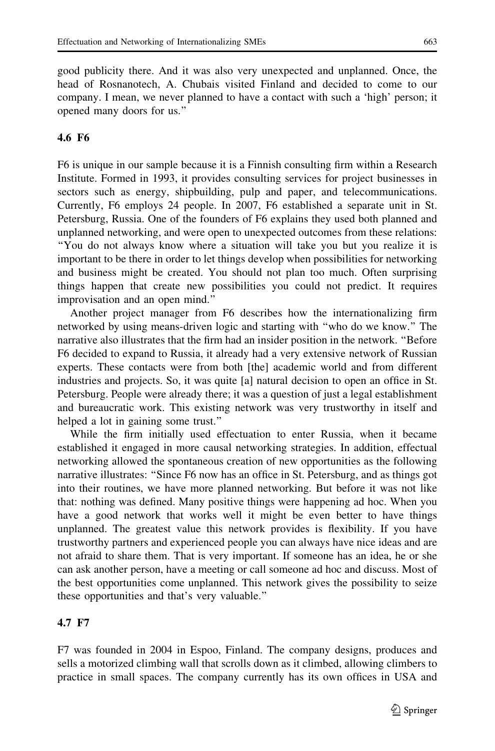good publicity there. And it was also very unexpected and unplanned. Once, the head of Rosnanotech, A. Chubais visited Finland and decided to come to our company. I mean, we never planned to have a contact with such a 'high' person; it opened many doors for us."

### 4.6 F6

F6 is unique in our sample because it is a Finnish consulting firm within a Research Institute. Formed in 1993, it provides consulting services for project businesses in sectors such as energy, shipbuilding, pulp and paper, and telecommunications. Currently, F6 employs 24 people. In 2007, F6 established a separate unit in St. Petersburg, Russia. One of the founders of F6 explains they used both planned and unplanned networking, and were open to unexpected outcomes from these relations: "You do not always know where a situation will take you but you realize it is important to be there in order to let things develop when possibilities for networking and business might be created. You should not plan too much. Often surprising things happen that create new possibilities you could not predict. It requires improvisation and an open mind."

Another project manager from F6 describes how the internationalizing firm networked by using means-driven logic and starting with "who do we know." The narrative also illustrates that the firm had an insider position in the network. "Before F6 decided to expand to Russia, it already had a very extensive network of Russian experts. These contacts were from both [the] academic world and from different industries and projects. So, it was quite [a] natural decision to open an office in St. Petersburg. People were already there; it was a question of just a legal establishment and bureaucratic work. This existing network was very trustworthy in itself and helped a lot in gaining some trust."

While the firm initially used effectuation to enter Russia, when it became established it engaged in more causal networking strategies. In addition, effectual networking allowed the spontaneous creation of new opportunities as the following narrative illustrates: "Since F6 now has an office in St. Petersburg, and as things got into their routines, we have more planned networking. But before it was not like that: nothing was defined. Many positive things were happening ad hoc. When you have a good network that works well it might be even better to have things unplanned. The greatest value this network provides is flexibility. If you have trustworthy partners and experienced people you can always have nice ideas and are not afraid to share them. That is very important. If someone has an idea, he or she can ask another person, have a meeting or call someone ad hoc and discuss. Most of the best opportunities come unplanned. This network gives the possibility to seize these opportunities and that's very valuable."

### 4.7 F7

F7 was founded in 2004 in Espoo, Finland. The company designs, produces and sells a motorized climbing wall that scrolls down as it climbed, allowing climbers to practice in small spaces. The company currently has its own offices in USA and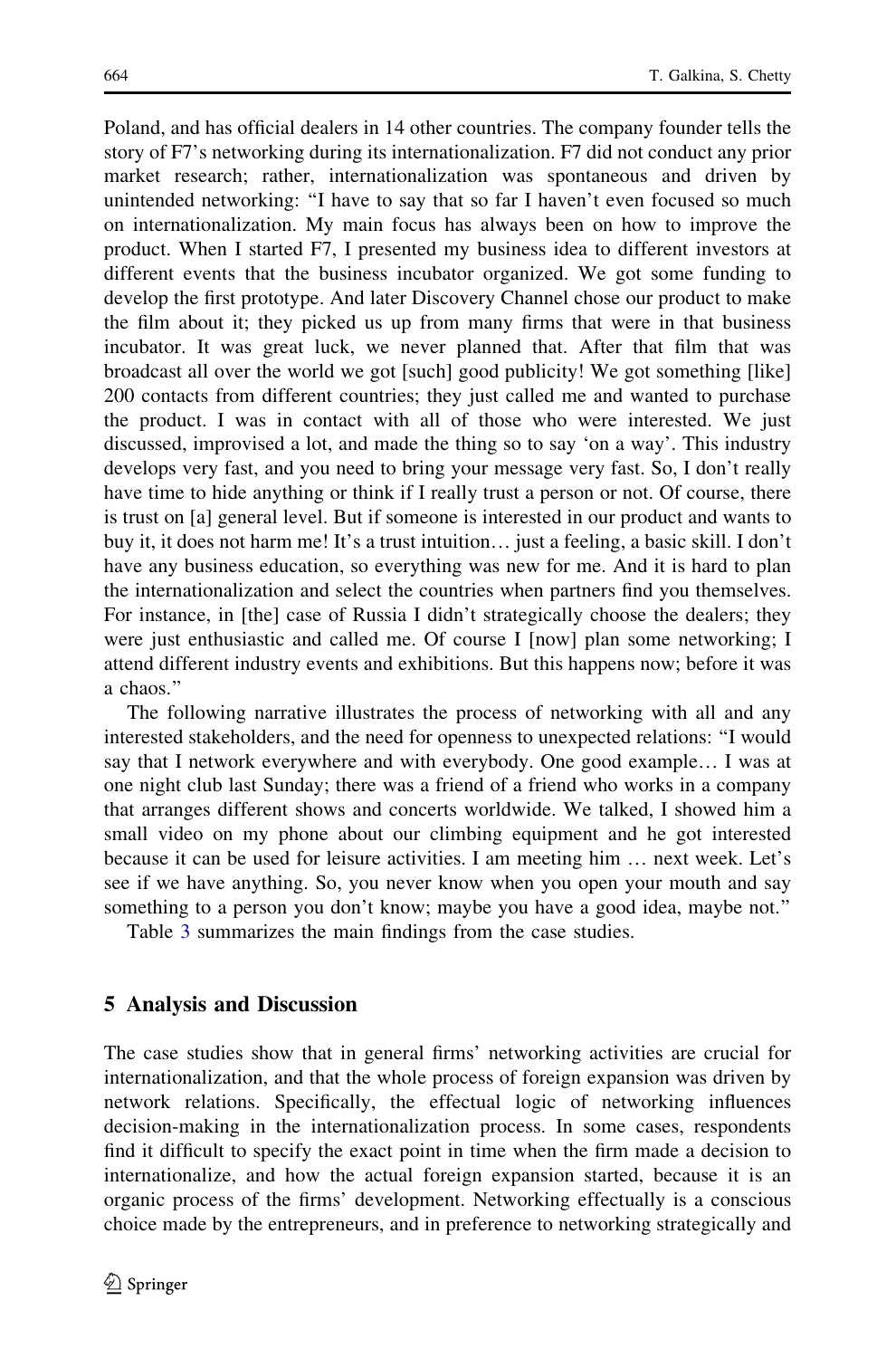Poland, and has official dealers in 14 other countries. The company founder tells the story of F7's networking during its internationalization. F7 did not conduct any prior market research; rather, internationalization was spontaneous and driven by unintended networking: "I have to say that so far I haven't even focused so much on internationalization. My main focus has always been on how to improve the product. When I started F7, I presented my business idea to different investors at different events that the business incubator organized. We got some funding to develop the first prototype. And later Discovery Channel chose our product to make the film about it; they picked us up from many firms that were in that business incubator. It was great luck, we never planned that. After that film that was broadcast all over the world we got [such] good publicity! We got something [like] 200 contacts from different countries; they just called me and wanted to purchase the product. I was in contact with all of those who were interested. We just discussed, improvised a lot, and made the thing so to say 'on a way'. This industry develops very fast, and you need to bring your message very fast. So, I don't really have time to hide anything or think if I really trust a person or not. Of course, there is trust on [a] general level. But if someone is interested in our product and wants to buy it, it does not harm me! It's a trust intuition… just a feeling, a basic skill. I don't have any business education, so everything was new for me. And it is hard to plan the internationalization and select the countries when partners find you themselves. For instance, in [the] case of Russia I didn't strategically choose the dealers; they were just enthusiastic and called me. Of course I [now] plan some networking; I attend different industry events and exhibitions. But this happens now; before it was a chaos."

The following narrative illustrates the process of networking with all and any interested stakeholders, and the need for openness to unexpected relations: "I would say that I network everywhere and with everybody. One good example… I was at one night club last Sunday; there was a friend of a friend who works in a company that arranges different shows and concerts worldwide. We talked, I showed him a small video on my phone about our climbing equipment and he got interested because it can be used for leisure activities. I am meeting him … next week. Let's see if we have anything. So, you never know when you open your mouth and say something to a person you don't know; maybe you have a good idea, maybe not."

Table 3 summarizes the main findings from the case studies.

## 5 Analysis and Discussion

The case studies show that in general firms' networking activities are crucial for internationalization, and that the whole process of foreign expansion was driven by network relations. Specifically, the effectual logic of networking influences decision-making in the internationalization process. In some cases, respondents find it difficult to specify the exact point in time when the firm made a decision to internationalize, and how the actual foreign expansion started, because it is an organic process of the firms' development. Networking effectually is a conscious choice made by the entrepreneurs, and in preference to networking strategically and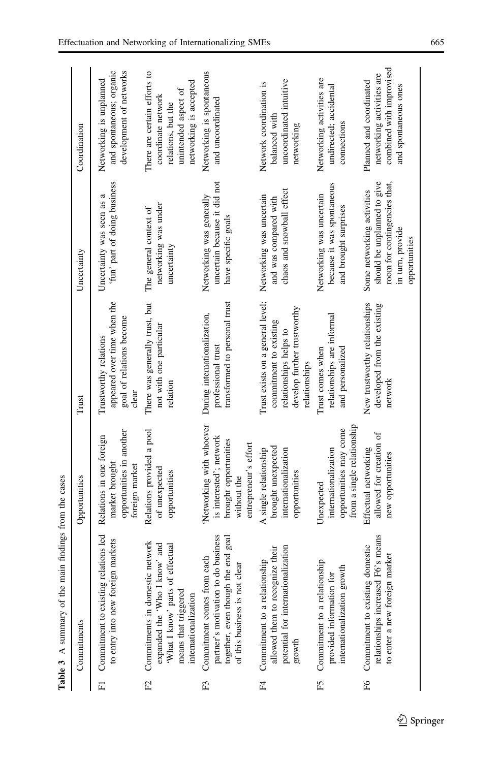**Table 3** A summary of the main findings from the cases

| | Commitments | Opportunities | Trust | Uncertainty | Coordination |
|---|---|---|---|---|---|
| F1 | Commitment to existing relations led to entry into new foreign markets | Relations in one foreign market brought opportunities in another foreign market | Trustworthy relations appeared over time when the goal of relations become clear | Uncertainty was seen as a 'fun' part of doing business | Networking is unplanned and spontaneous; organic development of networks |
| F2 | Commitments in domestic network expanded the 'Who I know' and 'What I know' parts of effectual means that triggered internationalization | Relations provided a pool of unexpected opportunities | There was generally trust, but not with one particular relation | The general context of networking was under uncertainty | There are certain efforts to coordinate network relations, but the unintended aspect of networking is accepted |
| F3 | Commitment comes from each partner's motivation to do business together, even though the end goal of this business is not clear | 'Networking with whoever is interested'; network brought opportunities without the entrepreneur's effort | During internationalization, professional trust transformed to personal trust | Networking was generally uncertain because it did not have specific goals | Networking is spontaneous and uncoordinated |
| F4 | Commitment to a relationship allowed them to recognize their potential for internationalization growth | A single relationship brought unexpected internationalization opportunities | Trust exists on a general level; commitment to existing relationships helps to develop further trustworthy relationships | Networking was uncertain and was compared with chaos and snowball effect | Network coordination is balanced with uncoordinated intuitive networking |
| F5 | Commitment to a relationship provided information for internationalization growth | Unexpected internationalization opportunities may come from a single relationship | Trust comes when relationships are informal and personalized | Networking was uncertain because it was spontaneous and brought surprises | Networking activities are undirected; accidental connections |
| F6 | Commitment to existing domestic relationships increased F6's means to enter a new foreign market | Effectual networking allowed for creation of new opportunities | New trustworthy relationships developed from the existing network | Some networking activities should be unplanned to give room for contingencies that, in turn, provide opportunities | Planned and coordinated networking activities are combined with improvised and spontaneous ones |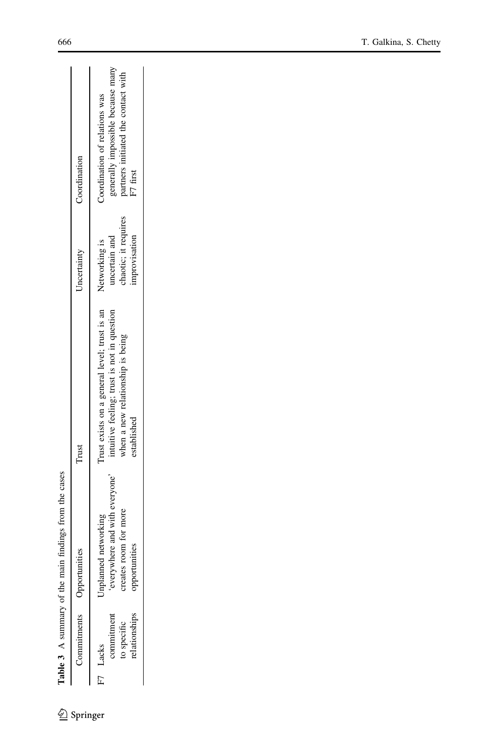**Table 3** A summary of the main findings from the cases

| | Commitments | Opportunities | Trust | Uncertainty | Coordination |
|---|---|---|---|---|---|
| F7 | Lacks commitment to specific relationships | Unplanned networking 'everywhere and with everyone' creates room for more opportunities | Trust exists on a general level; trust is an intuitive feeling; trust is not in question when a new relationship is being established | Networking is uncertain and chaotic; it requires improvisation | Coordination of relations was generally impossible because many partners initiated the contact with F7 first |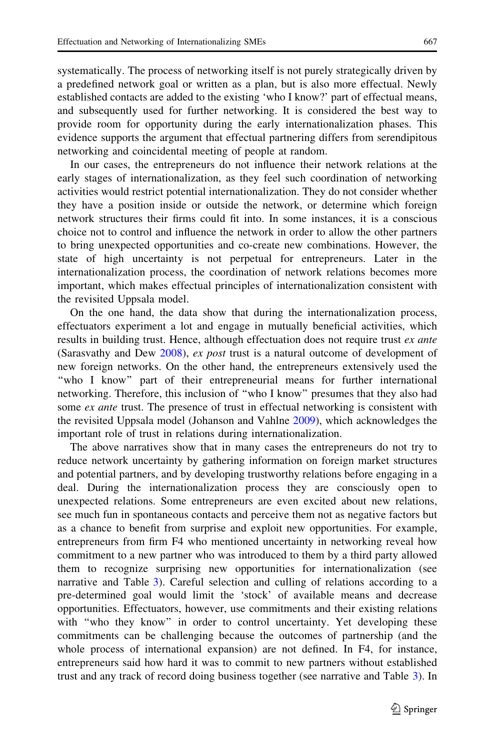systematically. The process of networking itself is not purely strategically driven by a predefined network goal or written as a plan, but is also more effectual. Newly established contacts are added to the existing 'who I know?' part of effectual means, and subsequently used for further networking. It is considered the best way to provide room for opportunity during the early internationalization phases. This evidence supports the argument that effectual partnering differs from serendipitous networking and coincidental meeting of people at random.

In our cases, the entrepreneurs do not influence their network relations at the early stages of internationalization, as they feel such coordination of networking activities would restrict potential internationalization. They do not consider whether they have a position inside or outside the network, or determine which foreign network structures their firms could fit into. In some instances, it is a conscious choice not to control and influence the network in order to allow the other partners to bring unexpected opportunities and co-create new combinations. However, the state of high uncertainty is not perpetual for entrepreneurs. Later in the internationalization process, the coordination of network relations becomes more important, which makes effectual principles of internationalization consistent with the revisited Uppsala model.

On the one hand, the data show that during the internationalization process, effectuators experiment a lot and engage in mutually beneficial activities, which results in building trust. Hence, although effectuation does not require trust *ex ante* (Sarasvathy and Dew 2008), *ex post* trust is a natural outcome of development of new foreign networks. On the other hand, the entrepreneurs extensively used the "who I know" part of their entrepreneurial means for further international networking. Therefore, this inclusion of "who I know" presumes that they also had some *ex ante* trust. The presence of trust in effectual networking is consistent with the revisited Uppsala model (Johanson and Vahlne 2009), which acknowledges the important role of trust in relations during internationalization.

The above narratives show that in many cases the entrepreneurs do not try to reduce network uncertainty by gathering information on foreign market structures and potential partners, and by developing trustworthy relations before engaging in a deal. During the internationalization process they are consciously open to unexpected relations. Some entrepreneurs are even excited about new relations, see much fun in spontaneous contacts and perceive them not as negative factors but as a chance to benefit from surprise and exploit new opportunities. For example, entrepreneurs from firm F4 who mentioned uncertainty in networking reveal how commitment to a new partner who was introduced to them by a third party allowed them to recognize surprising new opportunities for internationalization (see narrative and Table 3). Careful selection and culling of relations according to a pre-determined goal would limit the 'stock' of available means and decrease opportunities. Effectuators, however, use commitments and their existing relations with "who they know" in order to control uncertainty. Yet developing these commitments can be challenging because the outcomes of partnership (and the whole process of international expansion) are not defined. In F4, for instance, entrepreneurs said how hard it was to commit to new partners without established trust and any track of record doing business together (see narrative and Table 3). In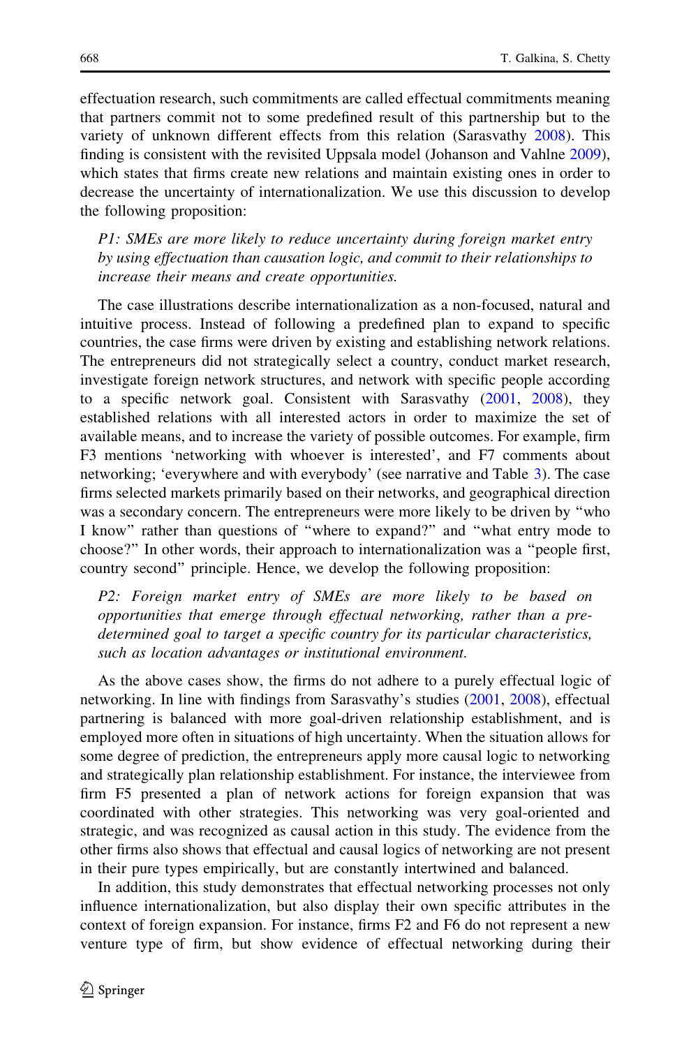effectuation research, such commitments are called effectual commitments meaning that partners commit not to some predefined result of this partnership but to the variety of unknown different effects from this relation (Sarasvathy 2008). This finding is consistent with the revisited Uppsala model (Johanson and Vahlne 2009), which states that firms create new relations and maintain existing ones in order to decrease the uncertainty of internationalization. We use this discussion to develop the following proposition:

> *P1: SMEs are more likely to reduce uncertainty during foreign market entry by using effectuation than causation logic, and commit to their relationships to increase their means and create opportunities.*

The case illustrations describe internationalization as a non-focused, natural and intuitive process. Instead of following a predefined plan to expand to specific countries, the case firms were driven by existing and establishing network relations. The entrepreneurs did not strategically select a country, conduct market research, investigate foreign network structures, and network with specific people according to a specific network goal. Consistent with Sarasvathy (2001, 2008), they established relations with all interested actors in order to maximize the set of available means, and to increase the variety of possible outcomes. For example, firm F3 mentions 'networking with whoever is interested', and F7 comments about networking; 'everywhere and with everybody' (see narrative and Table 3). The case firms selected markets primarily based on their networks, and geographical direction was a secondary concern. The entrepreneurs were more likely to be driven by "who I know" rather than questions of "where to expand?" and "what entry mode to choose?" In other words, their approach to internationalization was a "people first, country second" principle. Hence, we develop the following proposition:

> *P2: Foreign market entry of SMEs are more likely to be based on opportunities that emerge through effectual networking, rather than a pre-determined goal to target a specific country for its particular characteristics, such as location advantages or institutional environment.*

As the above cases show, the firms do not adhere to a purely effectual logic of networking. In line with findings from Sarasvathy's studies (2001, 2008), effectual partnering is balanced with more goal-driven relationship establishment, and is employed more often in situations of high uncertainty. When the situation allows for some degree of prediction, the entrepreneurs apply more causal logic to networking and strategically plan relationship establishment. For instance, the interviewee from firm F5 presented a plan of network actions for foreign expansion that was coordinated with other strategies. This networking was very goal-oriented and strategic, and was recognized as causal action in this study. The evidence from the other firms also shows that effectual and causal logics of networking are not present in their pure types empirically, but are constantly intertwined and balanced.

In addition, this study demonstrates that effectual networking processes not only influence internationalization, but also display their own specific attributes in the context of foreign expansion. For instance, firms F2 and F6 do not represent a new venture type of firm, but show evidence of effectual networking during their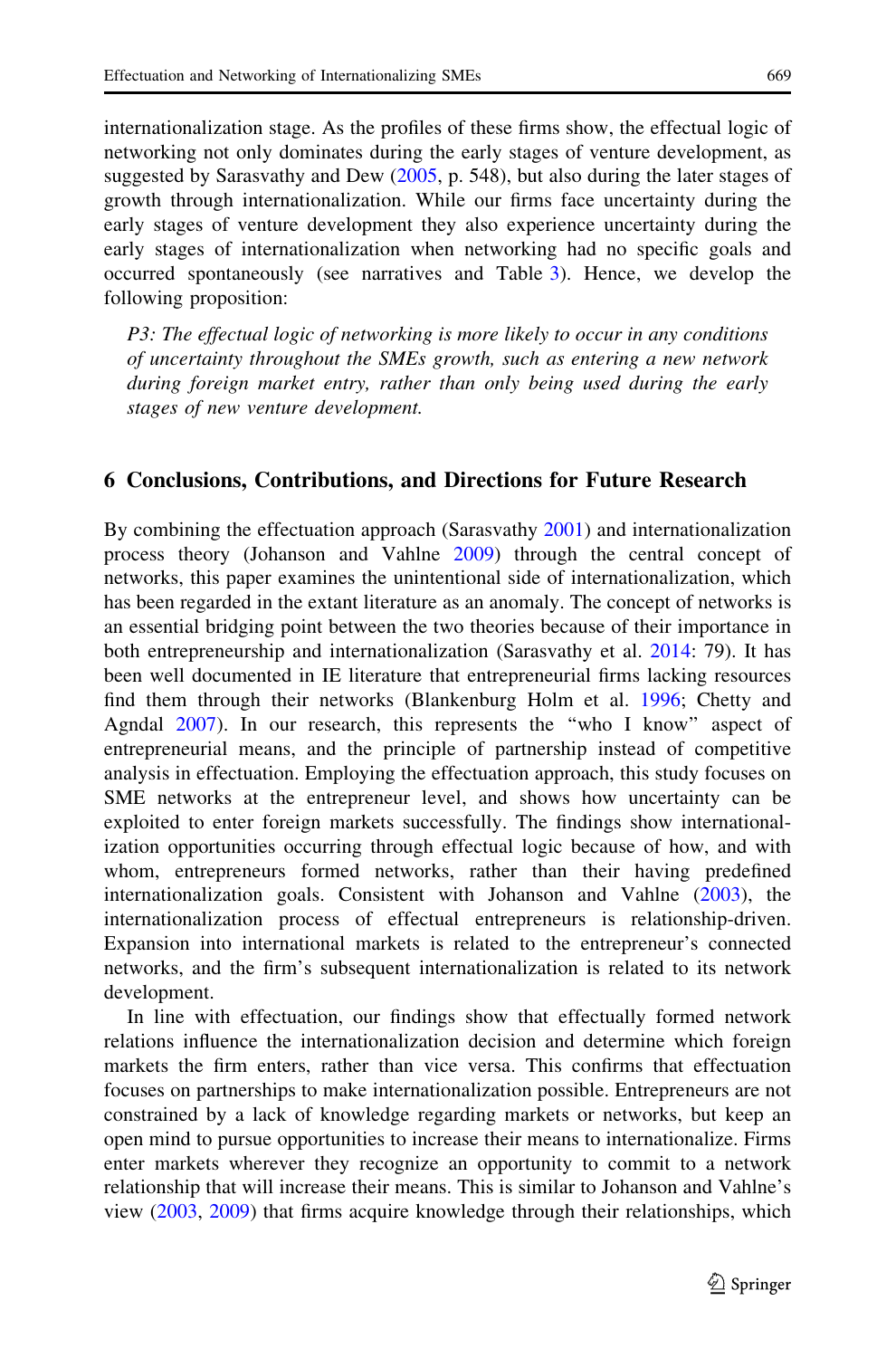internationalization stage. As the profiles of these firms show, the effectual logic of networking not only dominates during the early stages of venture development, as suggested by Sarasvathy and Dew (2005, p. 548), but also during the later stages of growth through internationalization. While our firms face uncertainty during the early stages of venture development they also experience uncertainty during the early stages of internationalization when networking had no specific goals and occurred spontaneously (see narratives and Table 3). Hence, we develop the following proposition:

> *P3: The effectual logic of networking is more likely to occur in any conditions of uncertainty throughout the SMEs growth, such as entering a new network during foreign market entry, rather than only being used during the early stages of new venture development.*

## 6 Conclusions, Contributions, and Directions for Future Research

By combining the effectuation approach (Sarasvathy 2001) and internationalization process theory (Johanson and Vahlne 2009) through the central concept of networks, this paper examines the unintentional side of internationalization, which has been regarded in the extant literature as an anomaly. The concept of networks is an essential bridging point between the two theories because of their importance in both entrepreneurship and internationalization (Sarasvathy et al. 2014: 79). It has been well documented in IE literature that entrepreneurial firms lacking resources find them through their networks (Blankenburg Holm et al. 1996; Chetty and Agndal 2007). In our research, this represents the "who I know" aspect of entrepreneurial means, and the principle of partnership instead of competitive analysis in effectuation. Employing the effectuation approach, this study focuses on SME networks at the entrepreneur level, and shows how uncertainty can be exploited to enter foreign markets successfully. The findings show internationalization opportunities occurring through effectual logic because of how, and with whom, entrepreneurs formed networks, rather than their having predefined internationalization goals. Consistent with Johanson and Vahlne (2003), the internationalization process of effectual entrepreneurs is relationship-driven. Expansion into international markets is related to the entrepreneur's connected networks, and the firm's subsequent internationalization is related to its network development.

In line with effectuation, our findings show that effectually formed network relations influence the internationalization decision and determine which foreign markets the firm enters, rather than vice versa. This confirms that effectuation focuses on partnerships to make internationalization possible. Entrepreneurs are not constrained by a lack of knowledge regarding markets or networks, but keep an open mind to pursue opportunities to increase their means to internationalize. Firms enter markets wherever they recognize an opportunity to commit to a network relationship that will increase their means. This is similar to Johanson and Vahlne's view (2003, 2009) that firms acquire knowledge through their relationships, which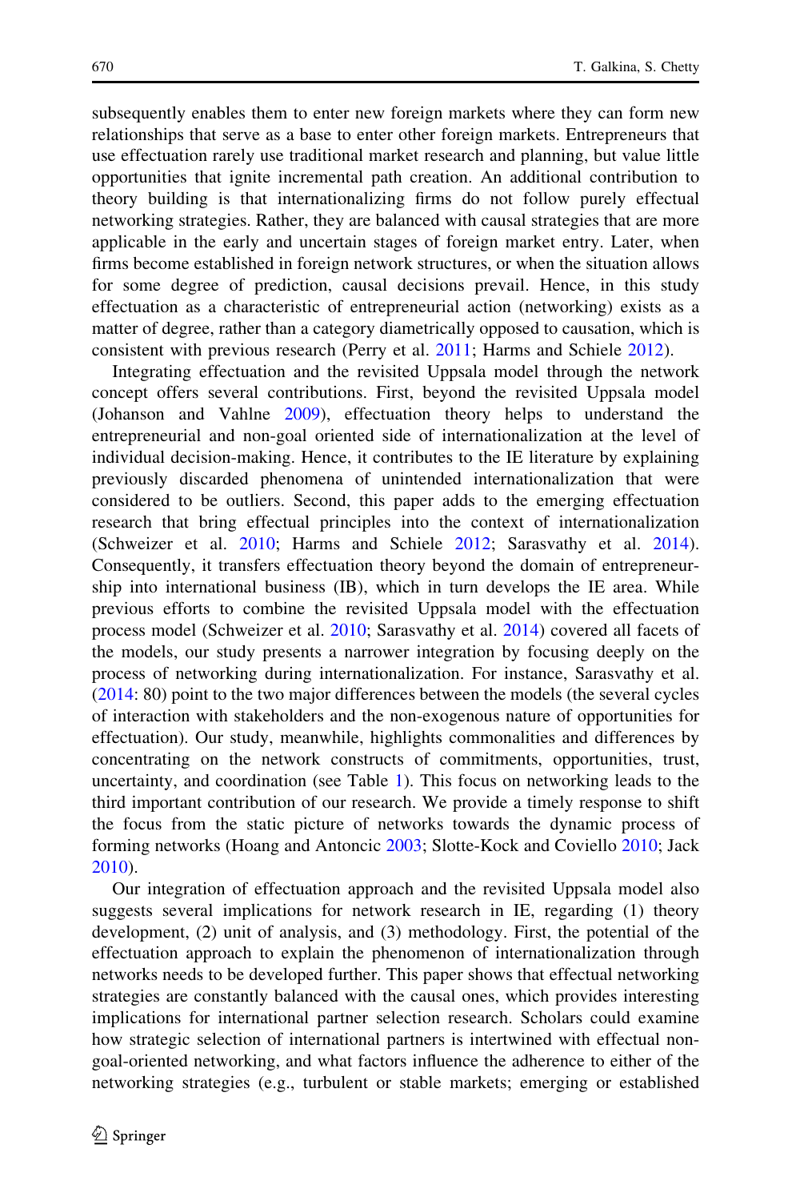subsequently enables them to enter new foreign markets where they can form new relationships that serve as a base to enter other foreign markets. Entrepreneurs that use effectuation rarely use traditional market research and planning, but value little opportunities that ignite incremental path creation. An additional contribution to theory building is that internationalizing firms do not follow purely effectual networking strategies. Rather, they are balanced with causal strategies that are more applicable in the early and uncertain stages of foreign market entry. Later, when firms become established in foreign network structures, or when the situation allows for some degree of prediction, causal decisions prevail. Hence, in this study effectuation as a characteristic of entrepreneurial action (networking) exists as a matter of degree, rather than a category diametrically opposed to causation, which is consistent with previous research (Perry et al. 2011; Harms and Schiele 2012).

Integrating effectuation and the revisited Uppsala model through the network concept offers several contributions. First, beyond the revisited Uppsala model (Johanson and Vahlne 2009), effectuation theory helps to understand the entrepreneurial and non-goal oriented side of internationalization at the level of individual decision-making. Hence, it contributes to the IE literature by explaining previously discarded phenomena of unintended internationalization that were considered to be outliers. Second, this paper adds to the emerging effectuation research that bring effectual principles into the context of internationalization (Schweizer et al. 2010; Harms and Schiele 2012; Sarasvathy et al. 2014). Consequently, it transfers effectuation theory beyond the domain of entrepreneurship into international business (IB), which in turn develops the IE area. While previous efforts to combine the revisited Uppsala model with the effectuation process model (Schweizer et al. 2010; Sarasvathy et al. 2014) covered all facets of the models, our study presents a narrower integration by focusing deeply on the process of networking during internationalization. For instance, Sarasvathy et al. (2014: 80) point to the two major differences between the models (the several cycles of interaction with stakeholders and the non-exogenous nature of opportunities for effectuation). Our study, meanwhile, highlights commonalities and differences by concentrating on the network constructs of commitments, opportunities, trust, uncertainty, and coordination (see Table 1). This focus on networking leads to the third important contribution of our research. We provide a timely response to shift the focus from the static picture of networks towards the dynamic process of forming networks (Hoang and Antoncic 2003; Slotte-Kock and Coviello 2010; Jack 2010).

Our integration of effectuation approach and the revisited Uppsala model also suggests several implications for network research in IE, regarding (1) theory development, (2) unit of analysis, and (3) methodology. First, the potential of the effectuation approach to explain the phenomenon of internationalization through networks needs to be developed further. This paper shows that effectual networking strategies are constantly balanced with the causal ones, which provides interesting implications for international partner selection research. Scholars could examine how strategic selection of international partners is intertwined with effectual non-goal-oriented networking, and what factors influence the adherence to either of the networking strategies (e.g., turbulent or stable markets; emerging or established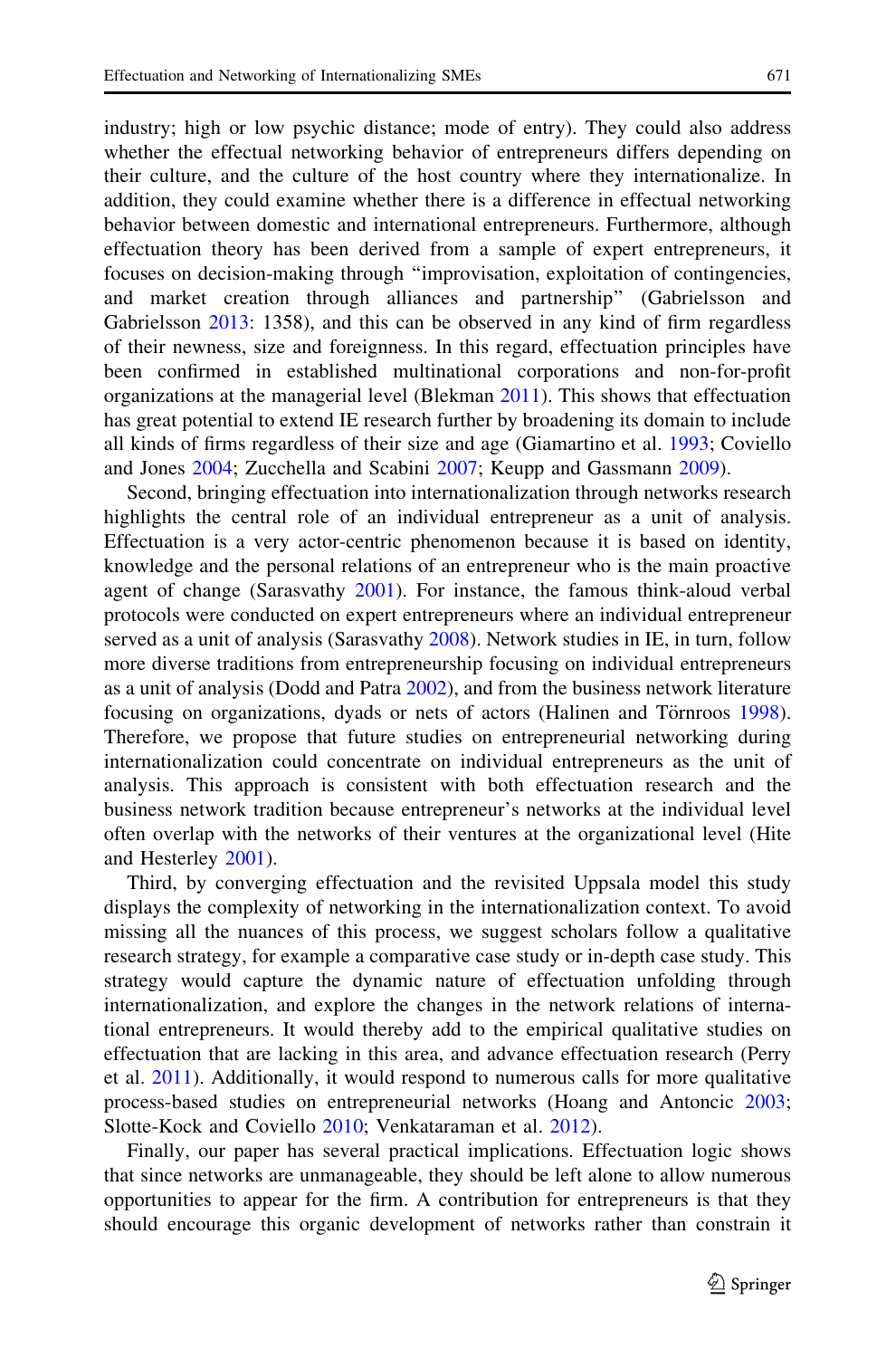industry; high or low psychic distance; mode of entry). They could also address whether the effectual networking behavior of entrepreneurs differs depending on their culture, and the culture of the host country where they internationalize. In addition, they could examine whether there is a difference in effectual networking behavior between domestic and international entrepreneurs. Furthermore, although effectuation theory has been derived from a sample of expert entrepreneurs, it focuses on decision-making through "improvisation, exploitation of contingencies, and market creation through alliances and partnership" (Gabrielsson and Gabrielsson 2013: 1358), and this can be observed in any kind of firm regardless of their newness, size and foreignness. In this regard, effectuation principles have been confirmed in established multinational corporations and non-for-profit organizations at the managerial level (Blekman 2011). This shows that effectuation has great potential to extend IE research further by broadening its domain to include all kinds of firms regardless of their size and age (Giamartino et al. 1993; Coviello and Jones 2004; Zucchella and Scabini 2007; Keupp and Gassmann 2009).

Second, bringing effectuation into internationalization through networks research highlights the central role of an individual entrepreneur as a unit of analysis. Effectuation is a very actor-centric phenomenon because it is based on identity, knowledge and the personal relations of an entrepreneur who is the main proactive agent of change (Sarasvathy 2001). For instance, the famous think-aloud verbal protocols were conducted on expert entrepreneurs where an individual entrepreneur served as a unit of analysis (Sarasvathy 2008). Network studies in IE, in turn, follow more diverse traditions from entrepreneurship focusing on individual entrepreneurs as a unit of analysis (Dodd and Patra 2002), and from the business network literature focusing on organizations, dyads or nets of actors (Halinen and Törnroos 1998). Therefore, we propose that future studies on entrepreneurial networking during internationalization could concentrate on individual entrepreneurs as the unit of analysis. This approach is consistent with both effectuation research and the business network tradition because entrepreneur's networks at the individual level often overlap with the networks of their ventures at the organizational level (Hite and Hesterley 2001).

Third, by converging effectuation and the revisited Uppsala model this study displays the complexity of networking in the internationalization context. To avoid missing all the nuances of this process, we suggest scholars follow a qualitative research strategy, for example a comparative case study or in-depth case study. This strategy would capture the dynamic nature of effectuation unfolding through internationalization, and explore the changes in the network relations of international entrepreneurs. It would thereby add to the empirical qualitative studies on effectuation that are lacking in this area, and advance effectuation research (Perry et al. 2011). Additionally, it would respond to numerous calls for more qualitative process-based studies on entrepreneurial networks (Hoang and Antoncic 2003; Slotte-Kock and Coviello 2010; Venkataraman et al. 2012).

Finally, our paper has several practical implications. Effectuation logic shows that since networks are unmanageable, they should be left alone to allow numerous opportunities to appear for the firm. A contribution for entrepreneurs is that they should encourage this organic development of networks rather than constrain it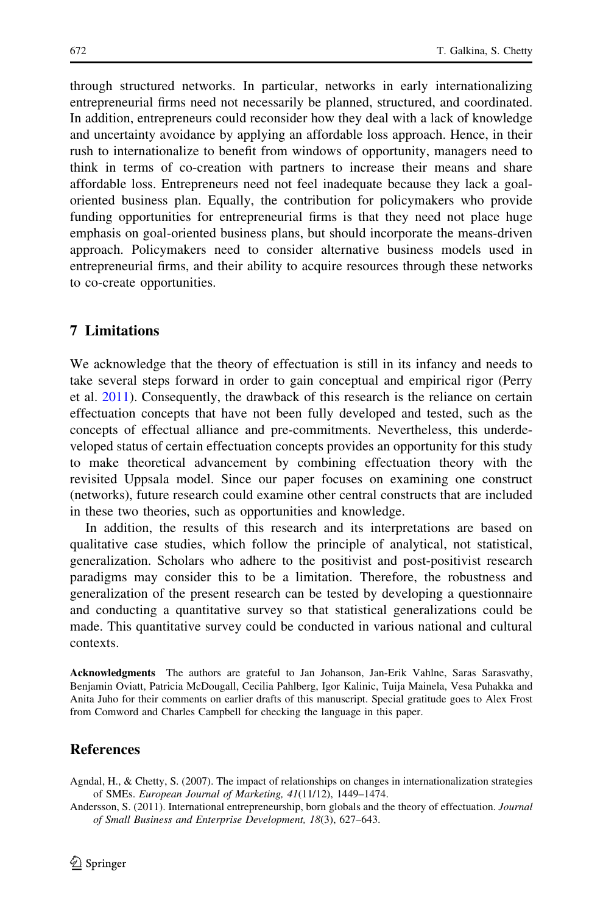through structured networks. In particular, networks in early internationalizing entrepreneurial firms need not necessarily be planned, structured, and coordinated. In addition, entrepreneurs could reconsider how they deal with a lack of knowledge and uncertainty avoidance by applying an affordable loss approach. Hence, in their rush to internationalize to benefit from windows of opportunity, managers need to think in terms of co-creation with partners to increase their means and share affordable loss. Entrepreneurs need not feel inadequate because they lack a goal-oriented business plan. Equally, the contribution for policymakers who provide funding opportunities for entrepreneurial firms is that they need not place huge emphasis on goal-oriented business plans, but should incorporate the means-driven approach. Policymakers need to consider alternative business models used in entrepreneurial firms, and their ability to acquire resources through these networks to co-create opportunities.

## 7 Limitations

We acknowledge that the theory of effectuation is still in its infancy and needs to take several steps forward in order to gain conceptual and empirical rigor (Perry et al. 2011). Consequently, the drawback of this research is the reliance on certain effectuation concepts that have not been fully developed and tested, such as the concepts of effectual alliance and pre-commitments. Nevertheless, this underdeveloped status of certain effectuation concepts provides an opportunity for this study to make theoretical advancement by combining effectuation theory with the revisited Uppsala model. Since our paper focuses on examining one construct (networks), future research could examine other central constructs that are included in these two theories, such as opportunities and knowledge.

In addition, the results of this research and its interpretations are based on qualitative case studies, which follow the principle of analytical, not statistical, generalization. Scholars who adhere to the positivist and post-positivist research paradigms may consider this to be a limitation. Therefore, the robustness and generalization of the present research can be tested by developing a questionnaire and conducting a quantitative survey so that statistical generalizations could be made. This quantitative survey could be conducted in various national and cultural contexts.

**Acknowledgments** The authors are grateful to Jan Johanson, Jan-Erik Vahlne, Saras Sarasvathy, Benjamin Oviatt, Patricia McDougall, Cecilia Pahlberg, Igor Kalinic, Tuija Mainela, Vesa Puhakka and Anita Juho for their comments on earlier drafts of this manuscript. Special gratitude goes to Alex Frost from Comword and Charles Campbell for checking the language in this paper.

## References

Agndal, H., & Chetty, S. (2007). The impact of relationships on changes in internationalization strategies of SMEs. *European Journal of Marketing, 41*(11/12), 1449–1474.

Andersson, S. (2011). International entrepreneurship, born globals and the theory of effectuation. *Journal of Small Business and Enterprise Development, 18*(3), 627–643.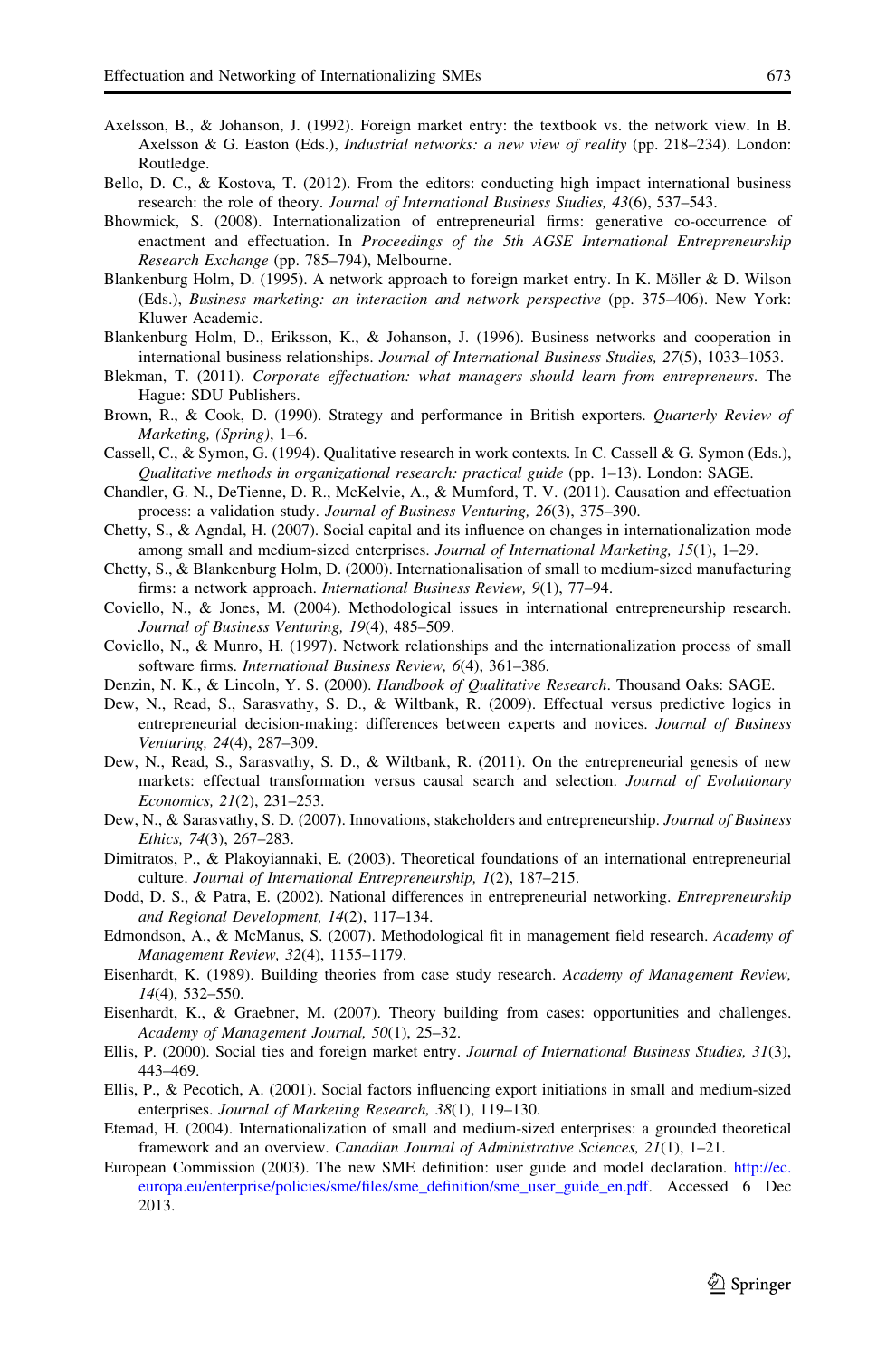Axelsson, B., & Johanson, J. (1992). Foreign market entry: the textbook vs. the network view. In B. Axelsson & G. Easton (Eds.), *Industrial networks: a new view of reality* (pp. 218–234). London: Routledge.

Bello, D. C., & Kostova, T. (2012). From the editors: conducting high impact international business research: the role of theory. *Journal of International Business Studies, 43*(6), 537–543.

Bhowmick, S. (2008). Internationalization of entrepreneurial firms: generative co-occurrence of enactment and effectuation. In *Proceedings of the 5th AGSE International Entrepreneurship Research Exchange* (pp. 785–794), Melbourne.

Blankenburg Holm, D. (1995). A network approach to foreign market entry. In K. Möller & D. Wilson (Eds.), *Business marketing: an interaction and network perspective* (pp. 375–406). New York: Kluwer Academic.

Blankenburg Holm, D., Eriksson, K., & Johanson, J. (1996). Business networks and cooperation in international business relationships. *Journal of International Business Studies, 27*(5), 1033–1053.

Blekman, T. (2011). *Corporate effectuation: what managers should learn from entrepreneurs*. The Hague: SDU Publishers.

Brown, R., & Cook, D. (1990). Strategy and performance in British exporters. *Quarterly Review of Marketing, (Spring)*, 1–6.

Cassell, C., & Symon, G. (1994). Qualitative research in work contexts. In C. Cassell & G. Symon (Eds.), *Qualitative methods in organizational research: practical guide* (pp. 1–13). London: SAGE.

Chandler, G. N., DeTienne, D. R., McKelvie, A., & Mumford, T. V. (2011). Causation and effectuation process: a validation study. *Journal of Business Venturing, 26*(3), 375–390.

Chetty, S., & Agndal, H. (2007). Social capital and its influence on changes in internationalization mode among small and medium-sized enterprises. *Journal of International Marketing, 15*(1), 1–29.

Chetty, S., & Blankenburg Holm, D. (2000). Internationalisation of small to medium-sized manufacturing firms: a network approach. *International Business Review, 9*(1), 77–94.

Coviello, N., & Jones, M. (2004). Methodological issues in international entrepreneurship research. *Journal of Business Venturing, 19*(4), 485–509.

Coviello, N., & Munro, H. (1997). Network relationships and the internationalization process of small software firms. *International Business Review, 6*(4), 361–386.

Denzin, N. K., & Lincoln, Y. S. (2000). *Handbook of Qualitative Research*. Thousand Oaks: SAGE.

Dew, N., Read, S., Sarasvathy, S. D., & Wiltbank, R. (2009). Effectual versus predictive logics in entrepreneurial decision-making: differences between experts and novices. *Journal of Business Venturing, 24*(4), 287–309.

Dew, N., Read, S., Sarasvathy, S. D., & Wiltbank, R. (2011). On the entrepreneurial genesis of new markets: effectual transformation versus causal search and selection. *Journal of Evolutionary Economics, 21*(2), 231–253.

Dew, N., & Sarasvathy, S. D. (2007). Innovations, stakeholders and entrepreneurship. *Journal of Business Ethics, 74*(3), 267–283.

Dimitratos, P., & Plakoyiannaki, E. (2003). Theoretical foundations of an international entrepreneurial culture. *Journal of International Entrepreneurship, 1*(2), 187–215.

Dodd, D. S., & Patra, E. (2002). National differences in entrepreneurial networking. *Entrepreneurship and Regional Development, 14*(2), 117–134.

Edmondson, A., & McManus, S. (2007). Methodological fit in management field research. *Academy of Management Review, 32*(4), 1155–1179.

Eisenhardt, K. (1989). Building theories from case study research. *Academy of Management Review, 14*(4), 532–550.

Eisenhardt, K., & Graebner, M. (2007). Theory building from cases: opportunities and challenges. *Academy of Management Journal, 50*(1), 25–32.

Ellis, P. (2000). Social ties and foreign market entry. *Journal of International Business Studies, 31*(3), 443–469.

Ellis, P., & Pecotich, A. (2001). Social factors influencing export initiations in small and medium-sized enterprises. *Journal of Marketing Research, 38*(1), 119–130.

Etemad, H. (2004). Internationalization of small and medium-sized enterprises: a grounded theoretical framework and an overview. *Canadian Journal of Administrative Sciences, 21*(1), 1–21.

European Commission (2003). The new SME definition: user guide and model declaration. http://ec.europa.eu/enterprise/policies/sme/files/sme_definition/sme_user_guide_en.pdf. Accessed 6 Dec 2013.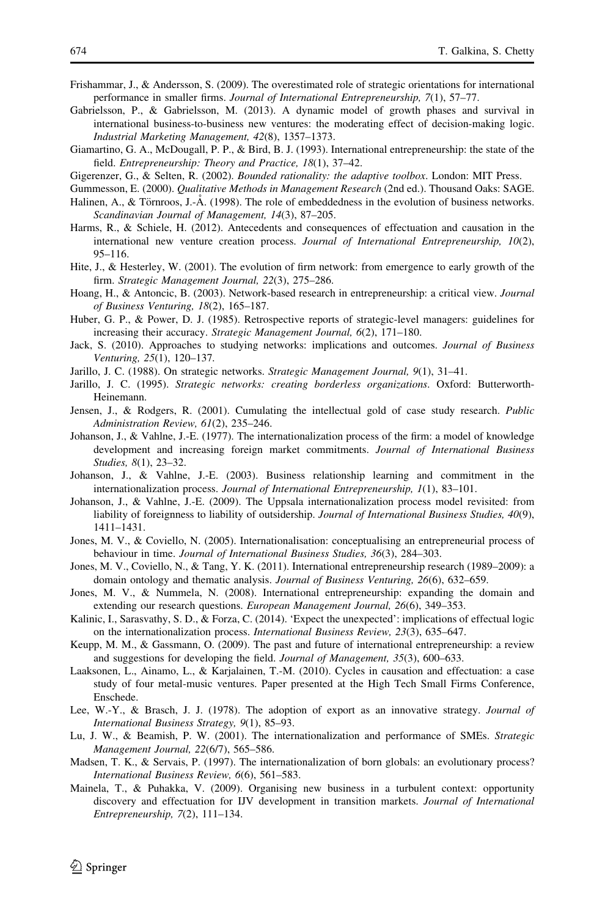Frishammar, J., & Andersson, S. (2009). The overestimated role of strategic orientations for international performance in smaller firms. *Journal of International Entrepreneurship, 7*(1), 57–77.

Gabrielsson, P., & Gabrielsson, M. (2013). A dynamic model of growth phases and survival in international business-to-business new ventures: the moderating effect of decision-making logic. *Industrial Marketing Management, 42*(8), 1357–1373.

Giamartino, G. A., McDougall, P. P., & Bird, B. J. (1993). International entrepreneurship: the state of the field. *Entrepreneurship: Theory and Practice, 18*(1), 37–42.

Gigerenzer, G., & Selten, R. (2002). *Bounded rationality: the adaptive toolbox*. London: MIT Press.

Gummesson, E. (2000). *Qualitative Methods in Management Research* (2nd ed.). Thousand Oaks: SAGE.

Halinen, A., & Törnroos, J.-Å. (1998). The role of embeddedness in the evolution of business networks. *Scandinavian Journal of Management, 14*(3), 87–205.

Harms, R., & Schiele, H. (2012). Antecedents and consequences of effectuation and causation in the international new venture creation process. *Journal of International Entrepreneurship, 10*(2), 95–116.

Hite, J., & Hesterley, W. (2001). The evolution of firm network: from emergence to early growth of the firm. *Strategic Management Journal, 22*(3), 275–286.

Hoang, H., & Antoncic, B. (2003). Network-based research in entrepreneurship: a critical view. *Journal of Business Venturing, 18*(2), 165–187.

Huber, G. P., & Power, D. J. (1985). Retrospective reports of strategic-level managers: guidelines for increasing their accuracy. *Strategic Management Journal, 6*(2), 171–180.

Jack, S. (2010). Approaches to studying networks: implications and outcomes. *Journal of Business Venturing, 25*(1), 120–137.

Jarillo, J. C. (1988). On strategic networks. *Strategic Management Journal, 9*(1), 31–41.

Jarillo, J. C. (1995). *Strategic networks: creating borderless organizations*. Oxford: Butterworth-Heinemann.

Jensen, J., & Rodgers, R. (2001). Cumulating the intellectual gold of case study research. *Public Administration Review, 61*(2), 235–246.

Johanson, J., & Vahlne, J.-E. (1977). The internationalization process of the firm: a model of knowledge development and increasing foreign market commitments. *Journal of International Business Studies, 8*(1), 23–32.

Johanson, J., & Vahlne, J.-E. (2003). Business relationship learning and commitment in the internationalization process. *Journal of International Entrepreneurship, 1*(1), 83–101.

Johanson, J., & Vahlne, J.-E. (2009). The Uppsala internationalization process model revisited: from liability of foreignness to liability of outsidership. *Journal of International Business Studies, 40*(9), 1411–1431.

Jones, M. V., & Coviello, N. (2005). Internationalisation: conceptualising an entrepreneurial process of behaviour in time. *Journal of International Business Studies, 36*(3), 284–303.

Jones, M. V., Coviello, N., & Tang, Y. K. (2011). International entrepreneurship research (1989–2009): a domain ontology and thematic analysis. *Journal of Business Venturing, 26*(6), 632–659.

Jones, M. V., & Nummela, N. (2008). International entrepreneurship: expanding the domain and extending our research questions. *European Management Journal, 26*(6), 349–353.

Kalinic, I., Sarasvathy, S. D., & Forza, C. (2014). 'Expect the unexpected': implications of effectual logic on the internationalization process. *International Business Review, 23*(3), 635–647.

Keupp, M. M., & Gassmann, O. (2009). The past and future of international entrepreneurship: a review and suggestions for developing the field. *Journal of Management, 35*(3), 600–633.

Laaksonen, L., Ainamo, L., & Karjalainen, T.-M. (2010). Cycles in causation and effectuation: a case study of four metal-music ventures. Paper presented at the High Tech Small Firms Conference, Enschede.

Lee, W.-Y., & Brasch, J. J. (1978). The adoption of export as an innovative strategy. *Journal of International Business Strategy, 9*(1), 85–93.

Lu, J. W., & Beamish, P. W. (2001). The internationalization and performance of SMEs. *Strategic Management Journal, 22*(6/7), 565–586.

Madsen, T. K., & Servais, P. (1997). The internationalization of born globals: an evolutionary process? *International Business Review, 6*(6), 561–583.

Mainela, T., & Puhakka, V. (2009). Organising new business in a turbulent context: opportunity discovery and effectuation for IJV development in transition markets. *Journal of International Entrepreneurship, 7*(2), 111–134.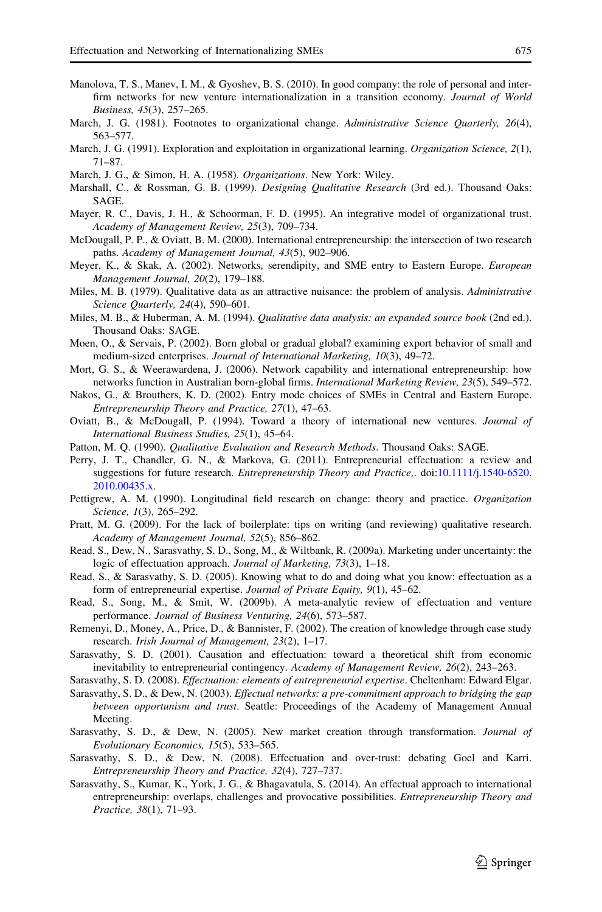Manolova, T. S., Manev, I. M., & Gyoshev, B. S. (2010). In good company: the role of personal and inter-firm networks for new venture internationalization in a transition economy. *Journal of World Business, 45*(3), 257–265.

March, J. G. (1981). Footnotes to organizational change. *Administrative Science Quarterly, 26*(4), 563–577.

March, J. G. (1991). Exploration and exploitation in organizational learning. *Organization Science, 2*(1), 71–87.

March, J. G., & Simon, H. A. (1958). *Organizations*. New York: Wiley.

Marshall, C., & Rossman, G. B. (1999). *Designing Qualitative Research* (3rd ed.). Thousand Oaks: SAGE.

Mayer, R. C., Davis, J. H., & Schoorman, F. D. (1995). An integrative model of organizational trust. *Academy of Management Review, 25*(3), 709–734.

McDougall, P. P., & Oviatt, B. M. (2000). International entrepreneurship: the intersection of two research paths. *Academy of Management Journal, 43*(5), 902–906.

Meyer, K., & Skak, A. (2002). Networks, serendipity, and SME entry to Eastern Europe. *European Management Journal, 20*(2), 179–188.

Miles, M. B. (1979). Qualitative data as an attractive nuisance: the problem of analysis. *Administrative Science Quarterly, 24*(4), 590–601.

Miles, M. B., & Huberman, A. M. (1994). *Qualitative data analysis: an expanded source book* (2nd ed.). Thousand Oaks: SAGE.

Moen, O., & Servais, P. (2002). Born global or gradual global? examining export behavior of small and medium-sized enterprises. *Journal of International Marketing, 10*(3), 49–72.

Mort, G. S., & Weerawardena, J. (2006). Network capability and international entrepreneurship: how networks function in Australian born-global firms. *International Marketing Review, 23*(5), 549–572.

Nakos, G., & Brouthers, K. D. (2002). Entry mode choices of SMEs in Central and Eastern Europe. *Entrepreneurship Theory and Practice, 27*(1), 47–63.

Oviatt, B., & McDougall, P. (1994). Toward a theory of international new ventures. *Journal of International Business Studies, 25*(1), 45–64.

Patton, M. Q. (1990). *Qualitative Evaluation and Research Methods*. Thousand Oaks: SAGE.

Perry, J. T., Chandler, G. N., & Markova, G. (2011). Entrepreneurial effectuation: a review and suggestions for future research. *Entrepreneurship Theory and Practice,*. doi:10.1111/j.1540-6520.2010.00435.x.

Pettigrew, A. M. (1990). Longitudinal field research on change: theory and practice. *Organization Science, 1*(3), 265–292.

Pratt, M. G. (2009). For the lack of boilerplate: tips on writing (and reviewing) qualitative research. *Academy of Management Journal, 52*(5), 856–862.

Read, S., Dew, N., Sarasvathy, S. D., Song, M., & Wiltbank, R. (2009a). Marketing under uncertainty: the logic of effectuation approach. *Journal of Marketing, 73*(3), 1–18.

Read, S., & Sarasvathy, S. D. (2005). Knowing what to do and doing what you know: effectuation as a form of entrepreneurial expertise. *Journal of Private Equity, 9*(1), 45–62.

Read, S., Song, M., & Smit, W. (2009b). A meta-analytic review of effectuation and venture performance. *Journal of Business Venturing, 24*(6), 573–587.

Remenyi, D., Money, A., Price, D., & Bannister, F. (2002). The creation of knowledge through case study research. *Irish Journal of Management, 23*(2), 1–17.

Sarasvathy, S. D. (2001). Causation and effectuation: toward a theoretical shift from economic inevitability to entrepreneurial contingency. *Academy of Management Review, 26*(2), 243–263.

Sarasvathy, S. D. (2008). *Effectuation: elements of entrepreneurial expertise*. Cheltenham: Edward Elgar.

Sarasvathy, S. D., & Dew, N. (2003). *Effectual networks: a pre-commitment approach to bridging the gap between opportunism and trust*. Seattle: Proceedings of the Academy of Management Annual Meeting.

Sarasvathy, S. D., & Dew, N. (2005). New market creation through transformation. *Journal of Evolutionary Economics, 15*(5), 533–565.

Sarasvathy, S. D., & Dew, N. (2008). Effectuation and over-trust: debating Goel and Karri. *Entrepreneurship Theory and Practice, 32*(4), 727–737.

Sarasvathy, S., Kumar, K., York, J. G., & Bhagavatula, S. (2014). An effectual approach to international entrepreneurship: overlaps, challenges and provocative possibilities. *Entrepreneurship Theory and Practice, 38*(1), 71–93.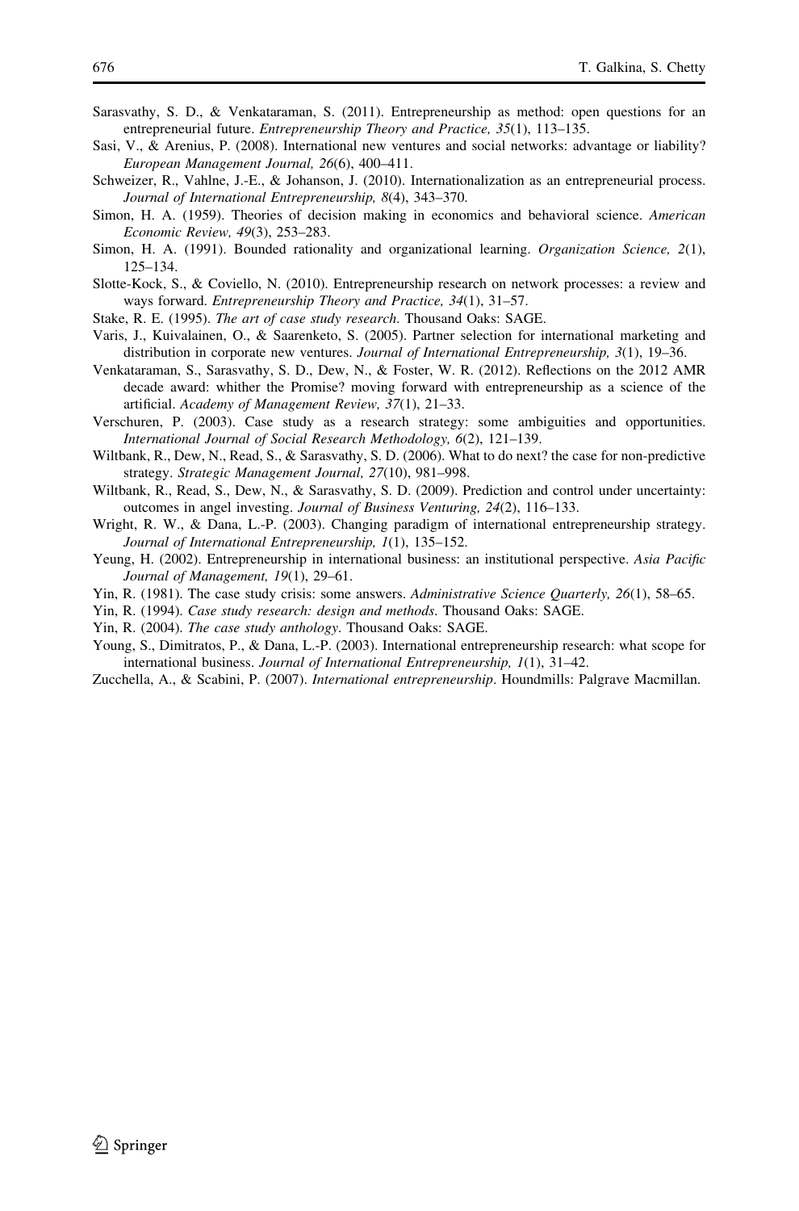Sarasvathy, S. D., & Venkataraman, S. (2011). Entrepreneurship as method: open questions for an entrepreneurial future. *Entrepreneurship Theory and Practice, 35*(1), 113–135.

Sasi, V., & Arenius, P. (2008). International new ventures and social networks: advantage or liability? *European Management Journal, 26*(6), 400–411.

Schweizer, R., Vahlne, J.-E., & Johanson, J. (2010). Internationalization as an entrepreneurial process. *Journal of International Entrepreneurship, 8*(4), 343–370.

Simon, H. A. (1959). Theories of decision making in economics and behavioral science. *American Economic Review, 49*(3), 253–283.

Simon, H. A. (1991). Bounded rationality and organizational learning. *Organization Science, 2*(1), 125–134.

Slotte-Kock, S., & Coviello, N. (2010). Entrepreneurship research on network processes: a review and ways forward. *Entrepreneurship Theory and Practice, 34*(1), 31–57.

Stake, R. E. (1995). *The art of case study research*. Thousand Oaks: SAGE.

Varis, J., Kuivalainen, O., & Saarenketo, S. (2005). Partner selection for international marketing and distribution in corporate new ventures. *Journal of International Entrepreneurship, 3*(1), 19–36.

Venkataraman, S., Sarasvathy, S. D., Dew, N., & Foster, W. R. (2012). Reflections on the 2012 AMR decade award: whither the Promise? moving forward with entrepreneurship as a science of the artificial. *Academy of Management Review, 37*(1), 21–33.

Verschuren, P. (2003). Case study as a research strategy: some ambiguities and opportunities. *International Journal of Social Research Methodology, 6*(2), 121–139.

Wiltbank, R., Dew, N., Read, S., & Sarasvathy, S. D. (2006). What to do next? the case for non-predictive strategy. *Strategic Management Journal, 27*(10), 981–998.

Wiltbank, R., Read, S., Dew, N., & Sarasvathy, S. D. (2009). Prediction and control under uncertainty: outcomes in angel investing. *Journal of Business Venturing, 24*(2), 116–133.

Wright, R. W., & Dana, L.-P. (2003). Changing paradigm of international entrepreneurship strategy. *Journal of International Entrepreneurship, 1*(1), 135–152.

Yeung, H. (2002). Entrepreneurship in international business: an institutional perspective. *Asia Pacific Journal of Management, 19*(1), 29–61.

Yin, R. (1981). The case study crisis: some answers. *Administrative Science Quarterly, 26*(1), 58–65.

Yin, R. (1994). *Case study research: design and methods*. Thousand Oaks: SAGE.

Yin, R. (2004). *The case study anthology*. Thousand Oaks: SAGE.

Young, S., Dimitratos, P., & Dana, L.-P. (2003). International entrepreneurship research: what scope for international business. *Journal of International Entrepreneurship, 1*(1), 31–42.

Zucchella, A., & Scabini, P. (2007). *International entrepreneurship*. Houndmills: Palgrave Macmillan.